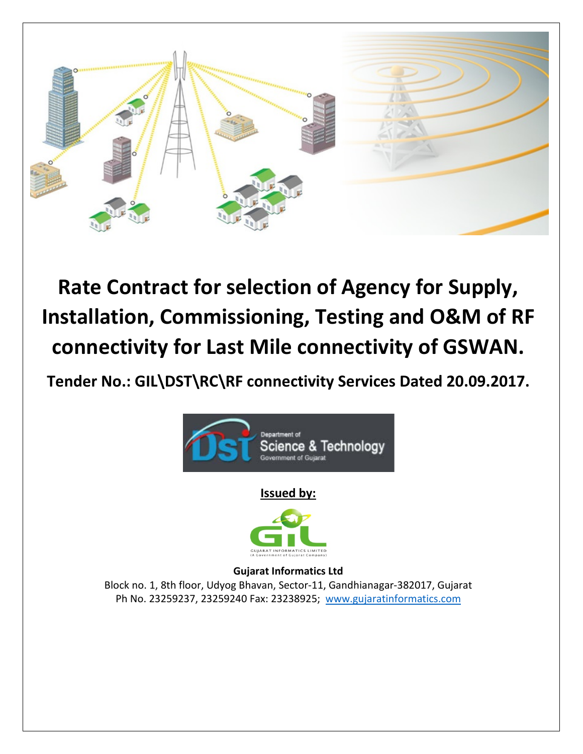# Rate Contract for selection of Agency for Supply, Installation, Commissioning, Testing and O&M of RF connectivity for Last Mile connectivity of GSWAN.

**Tender No.: GIL\DST\RC\RF connectivity Services Dated 20.09.2017.**

Department of Science & Technology
Government of Gujarat

**Issued by:**

GUJARAT INFORMATICS LIMITED
(A Government of Gujarat Company)

**Gujarat Informatics Ltd**

Block no. 1, 8th floor, Udyog Bhavan, Sector-11, Gandhianagar-382017, Gujarat

Ph No. 23259237, 23259240 Fax: 23238925; [www.gujaratinformatics.com](http://www.gujaratinformatics.com)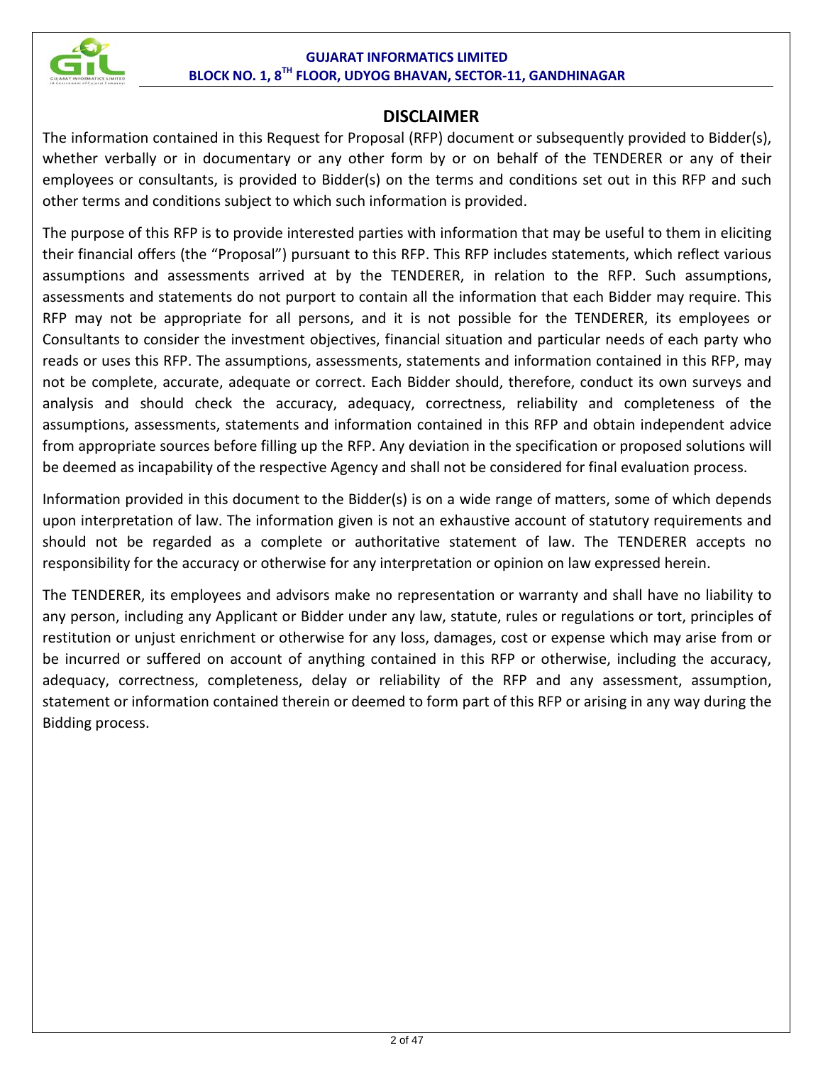## DISCLAIMER

The information contained in this Request for Proposal (RFP) document or subsequently provided to Bidder(s), whether verbally or in documentary or any other form by or on behalf of the TENDERER or any of their employees or consultants, is provided to Bidder(s) on the terms and conditions set out in this RFP and such other terms and conditions subject to which such information is provided.

The purpose of this RFP is to provide interested parties with information that may be useful to them in eliciting their financial offers (the "Proposal") pursuant to this RFP. This RFP includes statements, which reflect various assumptions and assessments arrived at by the TENDERER, in relation to the RFP. Such assumptions, assessments and statements do not purport to contain all the information that each Bidder may require. This RFP may not be appropriate for all persons, and it is not possible for the TENDERER, its employees or Consultants to consider the investment objectives, financial situation and particular needs of each party who reads or uses this RFP. The assumptions, assessments, statements and information contained in this RFP, may not be complete, accurate, adequate or correct. Each Bidder should, therefore, conduct its own surveys and analysis and should check the accuracy, adequacy, correctness, reliability and completeness of the assumptions, assessments, statements and information contained in this RFP and obtain independent advice from appropriate sources before filling up the RFP. Any deviation in the specification or proposed solutions will be deemed as incapability of the respective Agency and shall not be considered for final evaluation process.

Information provided in this document to the Bidder(s) is on a wide range of matters, some of which depends upon interpretation of law. The information given is not an exhaustive account of statutory requirements and should not be regarded as a complete or authoritative statement of law. The TENDERER accepts no responsibility for the accuracy or otherwise for any interpretation or opinion on law expressed herein.

The TENDERER, its employees and advisors make no representation or warranty and shall have no liability to any person, including any Applicant or Bidder under any law, statute, rules or regulations or tort, principles of restitution or unjust enrichment or otherwise for any loss, damages, cost or expense which may arise from or be incurred or suffered on account of anything contained in this RFP or otherwise, including the accuracy, adequacy, correctness, completeness, delay or reliability of the RFP and any assessment, assumption, statement or information contained therein or deemed to form part of this RFP or arising in any way during the Bidding process.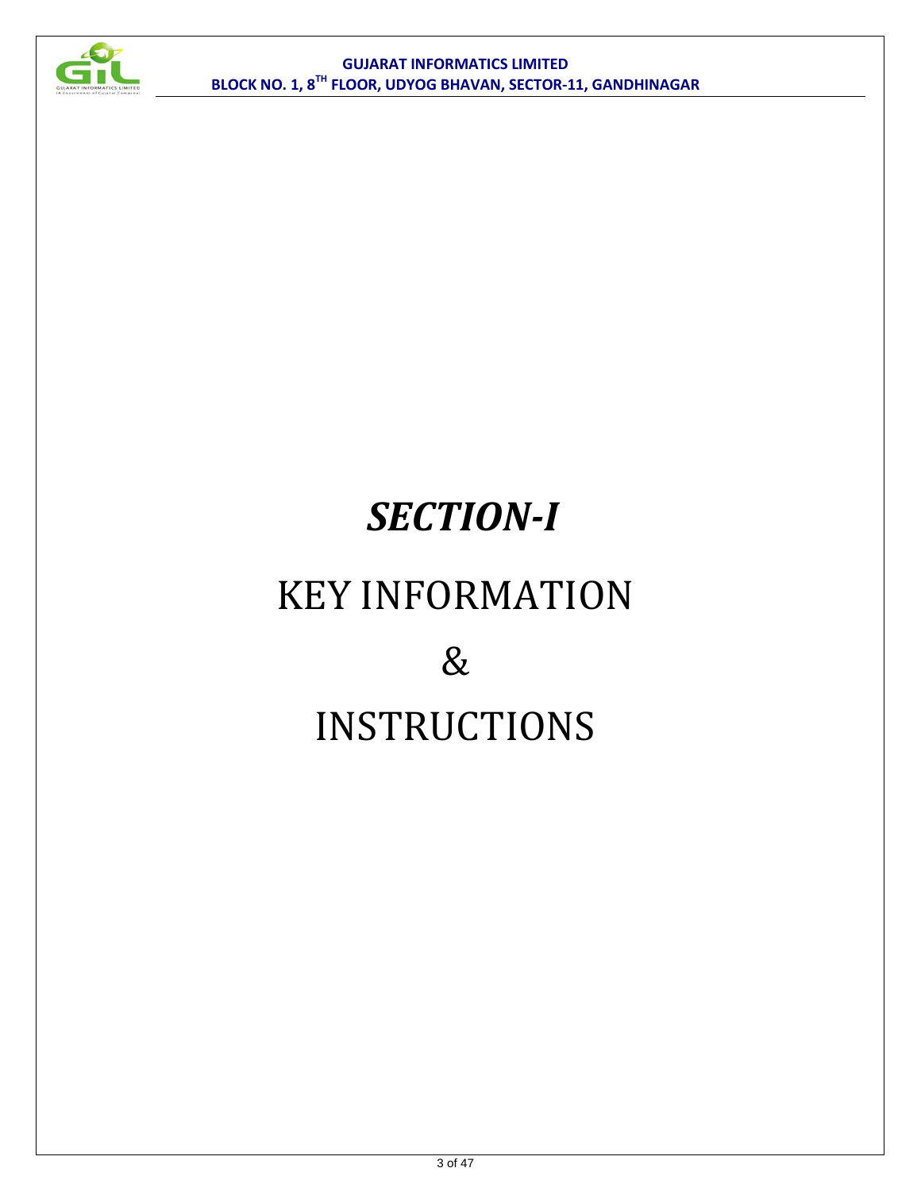# *SECTION-I*

# KEY INFORMATION

# &

# INSTRUCTIONS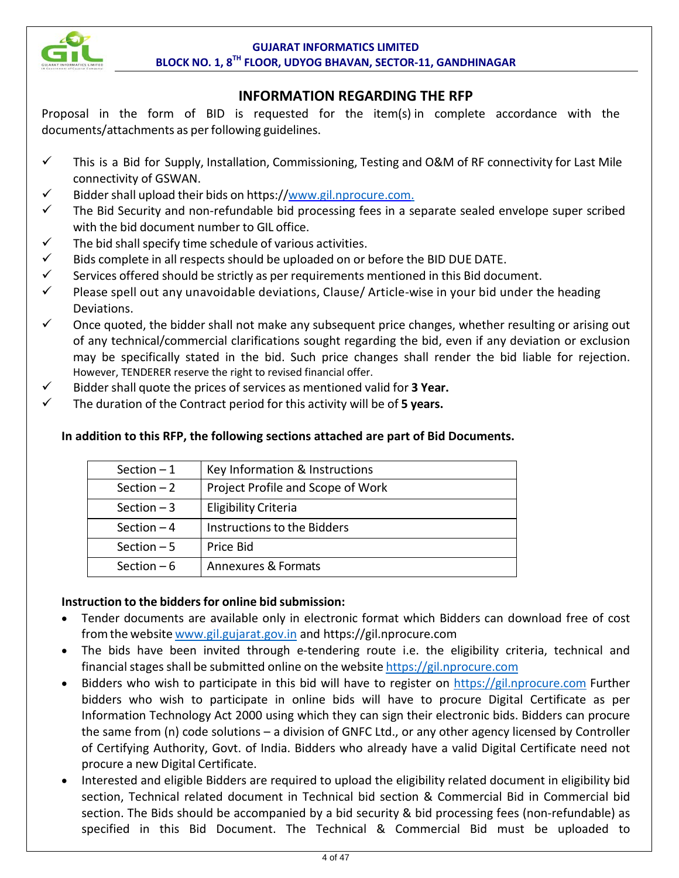## INFORMATION REGARDING THE RFP

Proposal in the form of BID is requested for the item(s) in complete accordance with the documents/attachments as per following guidelines.

- ✓ This is a Bid for Supply, Installation, Commissioning, Testing and O&M of RF connectivity for Last Mile connectivity of GSWAN.
- ✓ Bidder shall upload their bids on https://www.gil.nprocure.com.
- ✓ The Bid Security and non-refundable bid processing fees in a separate sealed envelope super scribed with the bid document number to GIL office.
- ✓ The bid shall specify time schedule of various activities.
- ✓ Bids complete in all respects should be uploaded on or before the BID DUE DATE.
- ✓ Services offered should be strictly as per requirements mentioned in this Bid document.
- ✓ Please spell out any unavoidable deviations, Clause/ Article-wise in your bid under the heading Deviations.
- ✓ Once quoted, the bidder shall not make any subsequent price changes, whether resulting or arising out of any technical/commercial clarifications sought regarding the bid, even if any deviation or exclusion may be specifically stated in the bid. Such price changes shall render the bid liable for rejection. However, TENDERER reserve the right to revised financial offer.
- ✓ Bidder shall quote the prices of services as mentioned valid for **3 Year.**
- ✓ The duration of the Contract period for this activity will be of **5 years.**

**In addition to this RFP, the following sections attached are part of Bid Documents.**

| Section | Description |
|---|---|
| Section – 1 | Key Information & Instructions |
| Section – 2 | Project Profile and Scope of Work |
| Section – 3 | Eligibility Criteria |
| Section – 4 | Instructions to the Bidders |
| Section – 5 | Price Bid |
| Section – 6 | Annexures & Formats |

**Instruction to the bidders for online bid submission:**

- Tender documents are available only in electronic format which Bidders can download free of cost from the website www.gil.gujarat.gov.in and https://gil.nprocure.com
- The bids have been invited through e-tendering route i.e. the eligibility criteria, technical and financial stages shall be submitted online on the website https://gil.nprocure.com
- Bidders who wish to participate in this bid will have to register on https://gil.nprocure.com Further bidders who wish to participate in online bids will have to procure Digital Certificate as per Information Technology Act 2000 using which they can sign their electronic bids. Bidders can procure the same from (n) code solutions – a division of GNFC Ltd., or any other agency licensed by Controller of Certifying Authority, Govt. of India. Bidders who already have a valid Digital Certificate need not procure a new Digital Certificate.
- Interested and eligible Bidders are required to upload the eligibility related document in eligibility bid section, Technical related document in Technical bid section & Commercial Bid in Commercial bid section. The Bids should be accompanied by a bid security & bid processing fees (non-refundable) as specified in this Bid Document. The Technical & Commercial Bid must be uploaded to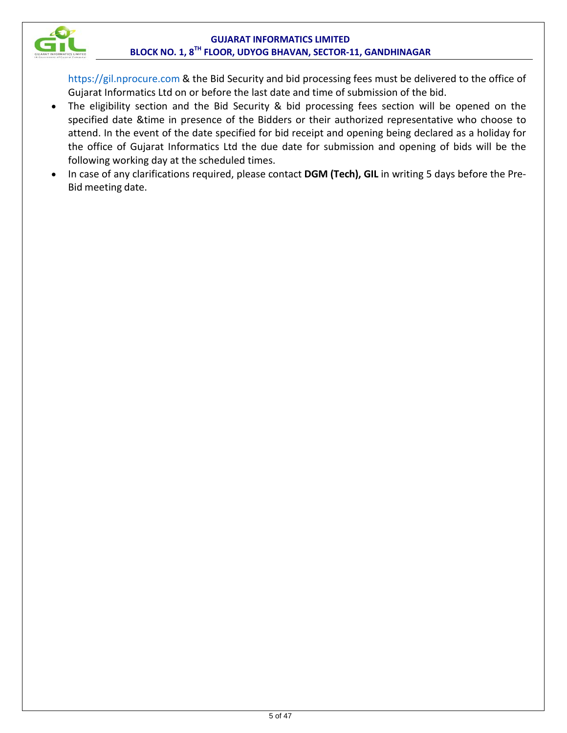https://gil.nprocure.com & the Bid Security and bid processing fees must be delivered to the office of Gujarat Informatics Ltd on or before the last date and time of submission of the bid.

- The eligibility section and the Bid Security & bid processing fees section will be opened on the specified date &time in presence of the Bidders or their authorized representative who choose to attend. In the event of the date specified for bid receipt and opening being declared as a holiday for the office of Gujarat Informatics Ltd the due date for submission and opening of bids will be the following working day at the scheduled times.
- In case of any clarifications required, please contact **DGM (Tech), GIL** in writing 5 days before the Pre-Bid meeting date.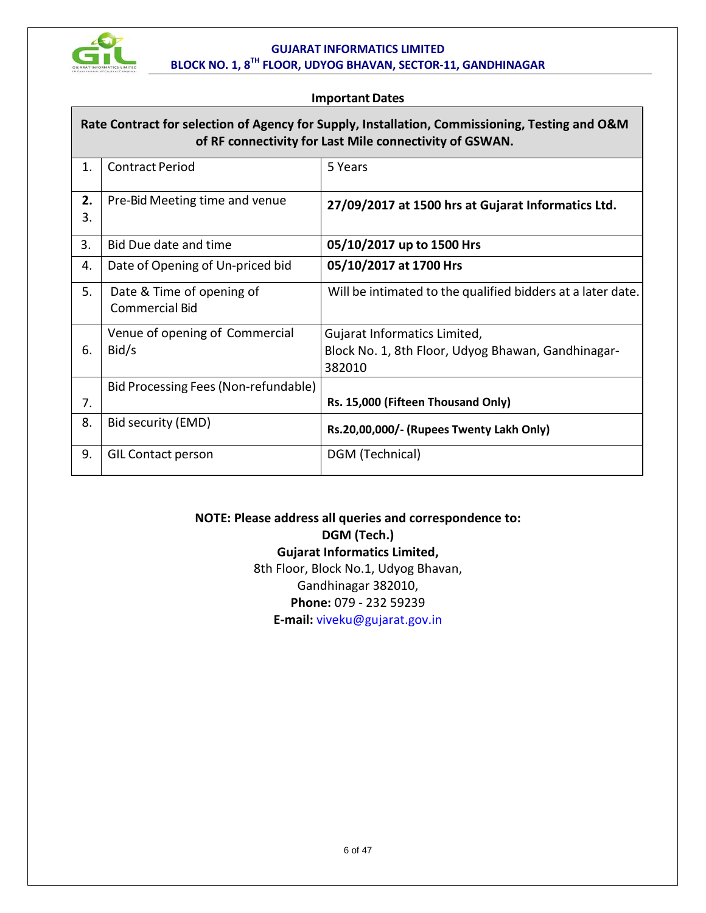## Important Dates

| Rate Contract for selection of Agency for Supply, Installation, Commissioning, Testing and O&M of RF connectivity for Last Mile connectivity of GSWAN. | | |
|---|---|---|
| 1. | Contract Period | 5 Years |
| **2.** 3. | Pre-Bid Meeting time and venue | **27/09/2017 at 1500 hrs at Gujarat Informatics Ltd.** |
| 3. | Bid Due date and time | **05/10/2017 up to 1500 Hrs** |
| 4. | Date of Opening of Un-priced bid | **05/10/2017 at 1700 Hrs** |
| 5. | Date & Time of opening of Commercial Bid | Will be intimated to the qualified bidders at a later date. |
| 6. | Venue of opening of Commercial Bid/s | Gujarat Informatics Limited, Block No. 1, 8th Floor, Udyog Bhawan, Gandhinagar-382010 |
| 7. | Bid Processing Fees (Non-refundable) | **Rs. 15,000 (Fifteen Thousand Only)** |
| 8. | Bid security (EMD) | **Rs.20,00,000/- (Rupees Twenty Lakh Only)** |
| 9. | GIL Contact person | DGM (Technical) |

**NOTE: Please address all queries and correspondence to:**
**DGM (Tech.)**
**Gujarat Informatics Limited,**
8th Floor, Block No.1, Udyog Bhavan,
Gandhinagar 382010,
**Phone:** 079 - 232 59239
**E-mail:** viveku@gujarat.gov.in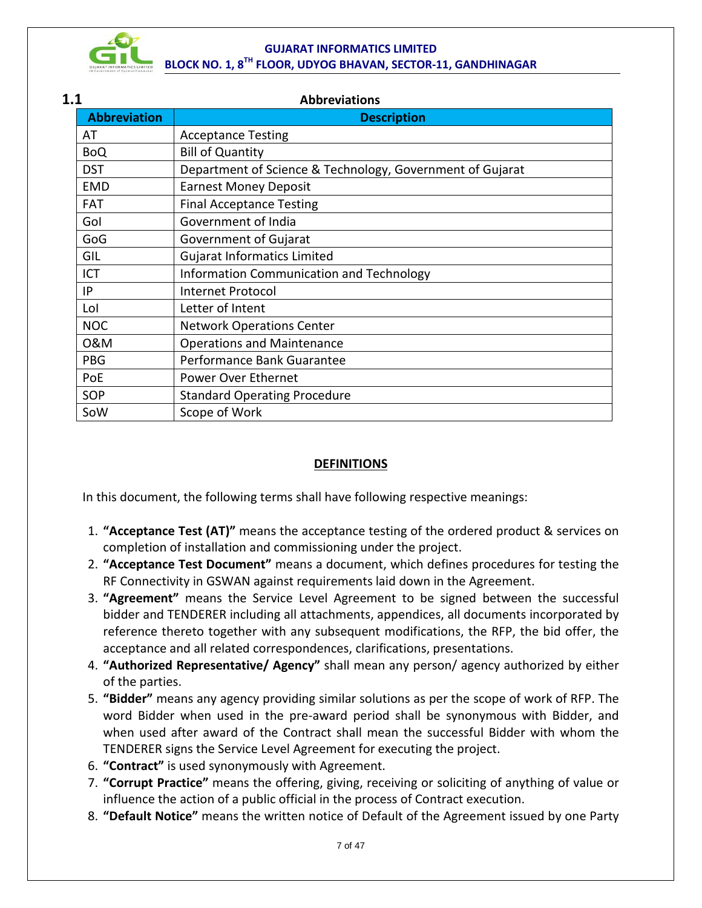## 1.1 Abbreviations

| Abbreviation | Description |
|---|---|
| AT | Acceptance Testing |
| BoQ | Bill of Quantity |
| DST | Department of Science & Technology, Government of Gujarat |
| EMD | Earnest Money Deposit |
| FAT | Final Acceptance Testing |
| GoI | Government of India |
| GoG | Government of Gujarat |
| GIL | Gujarat Informatics Limited |
| ICT | Information Communication and Technology |
| IP | Internet Protocol |
| LoI | Letter of Intent |
| NOC | Network Operations Center |
| O&M | Operations and Maintenance |
| PBG | Performance Bank Guarantee |
| PoE | Power Over Ethernet |
| SOP | Standard Operating Procedure |
| SoW | Scope of Work |

## DEFINITIONS

In this document, the following terms shall have following respective meanings:

1. **"Acceptance Test (AT)"** means the acceptance testing of the ordered product & services on completion of installation and commissioning under the project.
2. **"Acceptance Test Document"** means a document, which defines procedures for testing the RF Connectivity in GSWAN against requirements laid down in the Agreement.
3. **"Agreement"** means the Service Level Agreement to be signed between the successful bidder and TENDERER including all attachments, appendices, all documents incorporated by reference thereto together with any subsequent modifications, the RFP, the bid offer, the acceptance and all related correspondences, clarifications, presentations.
4. **"Authorized Representative/ Agency"** shall mean any person/ agency authorized by either of the parties.
5. **"Bidder"** means any agency providing similar solutions as per the scope of work of RFP. The word Bidder when used in the pre-award period shall be synonymous with Bidder, and when used after award of the Contract shall mean the successful Bidder with whom the TENDERER signs the Service Level Agreement for executing the project.
6. **"Contract"** is used synonymously with Agreement.
7. **"Corrupt Practice"** means the offering, giving, receiving or soliciting of anything of value or influence the action of a public official in the process of Contract execution.
8. **"Default Notice"** means the written notice of Default of the Agreement issued by one Party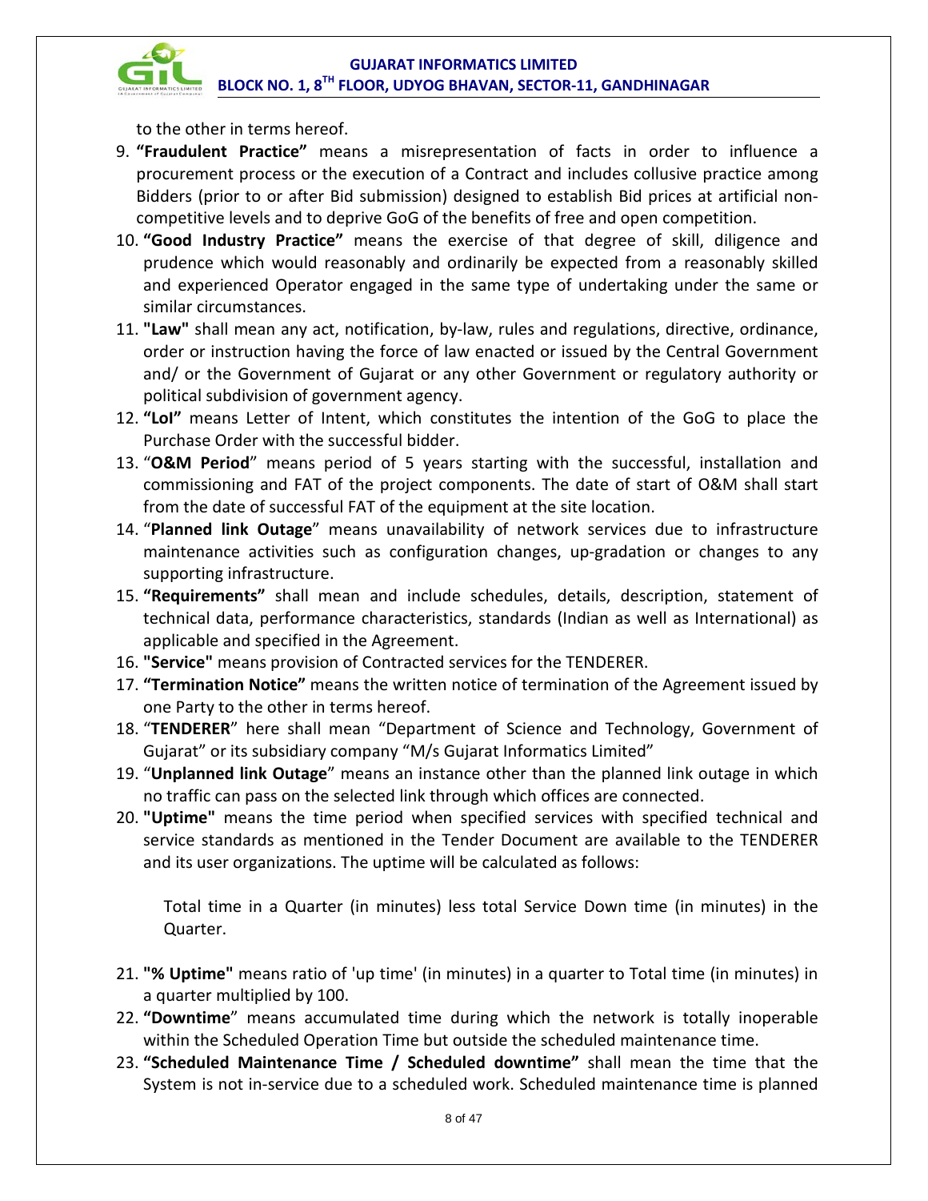to the other in terms hereof.

9. **"Fraudulent Practice"** means a misrepresentation of facts in order to influence a procurement process or the execution of a Contract and includes collusive practice among Bidders (prior to or after Bid submission) designed to establish Bid prices at artificial non-competitive levels and to deprive GoG of the benefits of free and open competition.
10. **"Good Industry Practice"** means the exercise of that degree of skill, diligence and prudence which would reasonably and ordinarily be expected from a reasonably skilled and experienced Operator engaged in the same type of undertaking under the same or similar circumstances.
11. **"Law"** shall mean any act, notification, by-law, rules and regulations, directive, ordinance, order or instruction having the force of law enacted or issued by the Central Government and/ or the Government of Gujarat or any other Government or regulatory authority or political subdivision of government agency.
12. **"LoI"** means Letter of Intent, which constitutes the intention of the GoG to place the Purchase Order with the successful bidder.
13. "**O&M Period**" means period of 5 years starting with the successful, installation and commissioning and FAT of the project components. The date of start of O&M shall start from the date of successful FAT of the equipment at the site location.
14. "**Planned link Outage**" means unavailability of network services due to infrastructure maintenance activities such as configuration changes, up-gradation or changes to any supporting infrastructure.
15. **"Requirements"** shall mean and include schedules, details, description, statement of technical data, performance characteristics, standards (Indian as well as International) as applicable and specified in the Agreement.
16. **"Service"** means provision of Contracted services for the TENDERER.
17. **"Termination Notice"** means the written notice of termination of the Agreement issued by one Party to the other in terms hereof.
18. "**TENDERER**" here shall mean "Department of Science and Technology, Government of Gujarat" or its subsidiary company "M/s Gujarat Informatics Limited"
19. "**Unplanned link Outage**" means an instance other than the planned link outage in which no traffic can pass on the selected link through which offices are connected.
20. **"Uptime"** means the time period when specified services with specified technical and service standards as mentioned in the Tender Document are available to the TENDERER and its user organizations. The uptime will be calculated as follows:

    Total time in a Quarter (in minutes) less total Service Down time (in minutes) in the Quarter.

21. **"% Uptime"** means ratio of 'up time' (in minutes) in a quarter to Total time (in minutes) in a quarter multiplied by 100.
22. **"Downtime"** means accumulated time during which the network is totally inoperable within the Scheduled Operation Time but outside the scheduled maintenance time.
23. **"Scheduled Maintenance Time / Scheduled downtime"** shall mean the time that the System is not in-service due to a scheduled work. Scheduled maintenance time is planned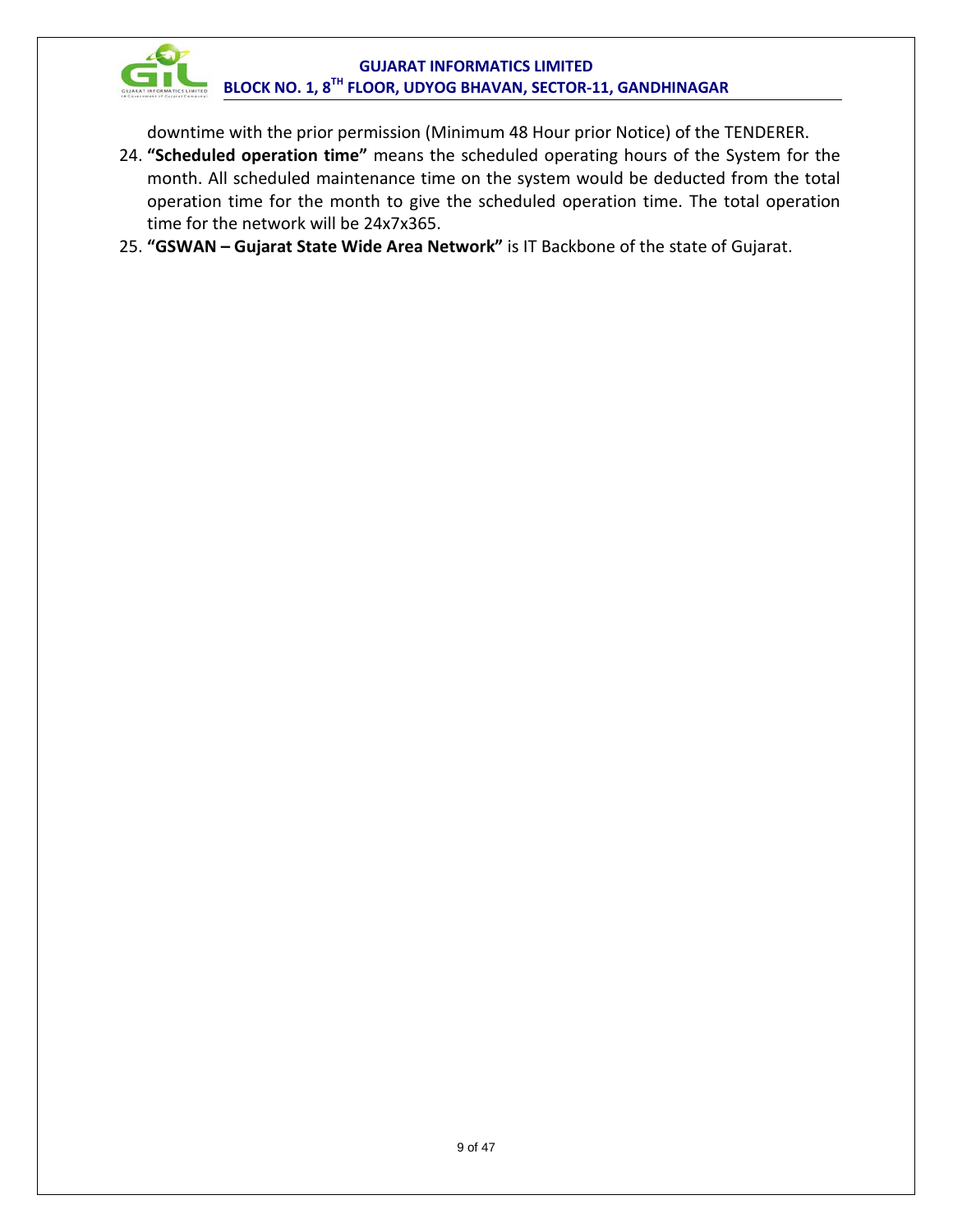downtime with the prior permission (Minimum 48 Hour prior Notice) of the TENDERER.

24. **"Scheduled operation time"** means the scheduled operating hours of the System for the month. All scheduled maintenance time on the system would be deducted from the total operation time for the month to give the scheduled operation time. The total operation time for the network will be 24x7x365.
25. **"GSWAN – Gujarat State Wide Area Network"** is IT Backbone of the state of Gujarat.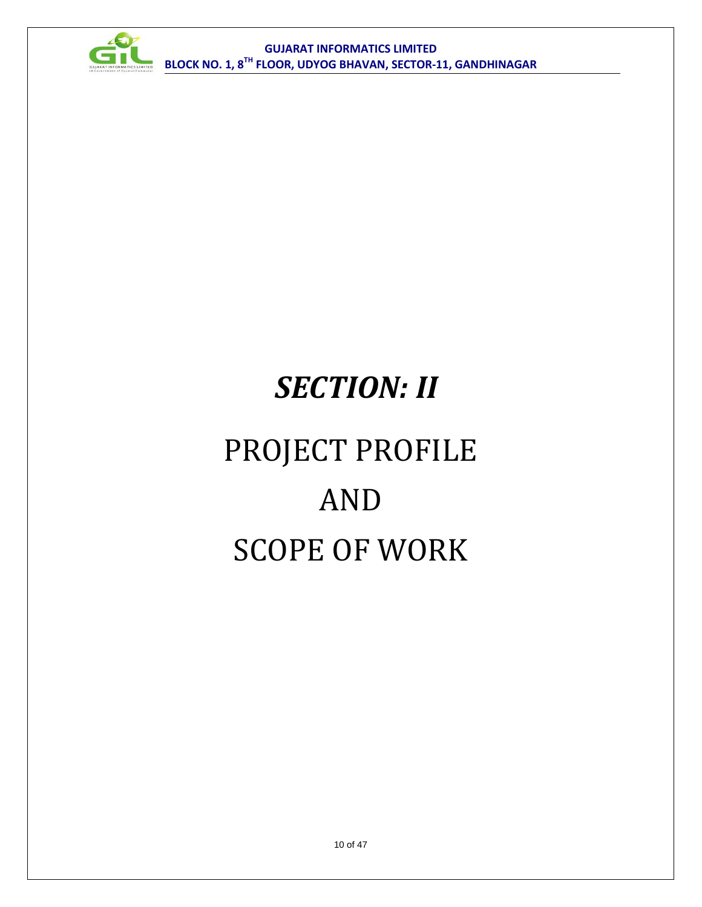# *SECTION: II*

# PROJECT PROFILE

# AND

# SCOPE OF WORK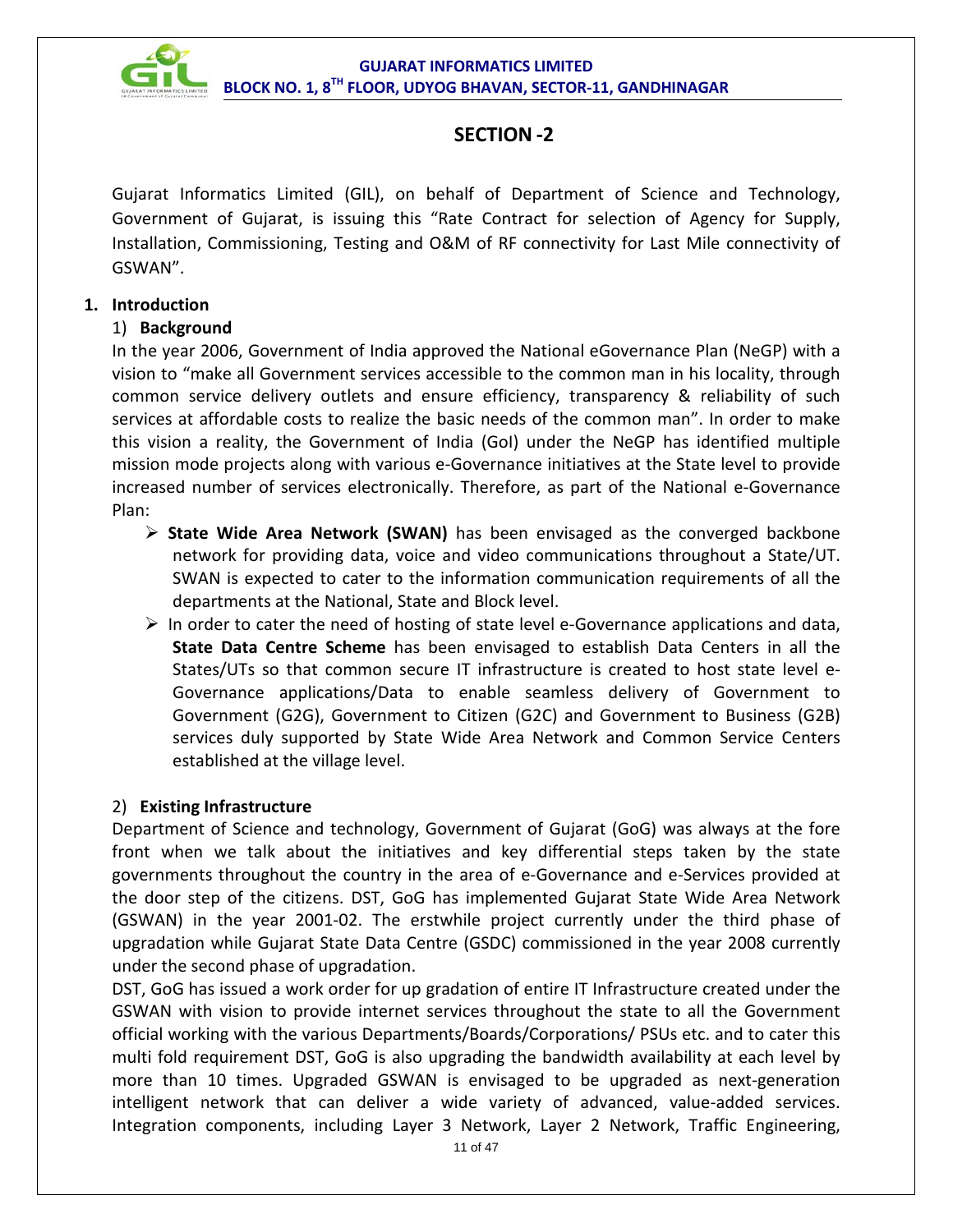# SECTION -2

Gujarat Informatics Limited (GIL), on behalf of Department of Science and Technology, Government of Gujarat, is issuing this "Rate Contract for selection of Agency for Supply, Installation, Commissioning, Testing and O&M of RF connectivity for Last Mile connectivity of GSWAN".

## 1. Introduction

### 1) Background

In the year 2006, Government of India approved the National eGovernance Plan (NeGP) with a vision to "make all Government services accessible to the common man in his locality, through common service delivery outlets and ensure efficiency, transparency & reliability of such services at affordable costs to realize the basic needs of the common man". In order to make this vision a reality, the Government of India (GoI) under the NeGP has identified multiple mission mode projects along with various e-Governance initiatives at the State level to provide increased number of services electronically. Therefore, as part of the National e-Governance Plan:

- **State Wide Area Network (SWAN)** has been envisaged as the converged backbone network for providing data, voice and video communications throughout a State/UT. SWAN is expected to cater to the information communication requirements of all the departments at the National, State and Block level.
- In order to cater the need of hosting of state level e-Governance applications and data, **State Data Centre Scheme** has been envisaged to establish Data Centers in all the States/UTs so that common secure IT infrastructure is created to host state level e-Governance applications/Data to enable seamless delivery of Government to Government (G2G), Government to Citizen (G2C) and Government to Business (G2B) services duly supported by State Wide Area Network and Common Service Centers established at the village level.

### 2) Existing Infrastructure

Department of Science and technology, Government of Gujarat (GoG) was always at the fore front when we talk about the initiatives and key differential steps taken by the state governments throughout the country in the area of e-Governance and e-Services provided at the door step of the citizens. DST, GoG has implemented Gujarat State Wide Area Network (GSWAN) in the year 2001-02. The erstwhile project currently under the third phase of upgradation while Gujarat State Data Centre (GSDC) commissioned in the year 2008 currently under the second phase of upgradation.

DST, GoG has issued a work order for up gradation of entire IT Infrastructure created under the GSWAN with vision to provide internet services throughout the state to all the Government official working with the various Departments/Boards/Corporations/ PSUs etc. and to cater this multi fold requirement DST, GoG is also upgrading the bandwidth availability at each level by more than 10 times. Upgraded GSWAN is envisaged to be upgraded as next-generation intelligent network that can deliver a wide variety of advanced, value-added services. Integration components, including Layer 3 Network, Layer 2 Network, Traffic Engineering,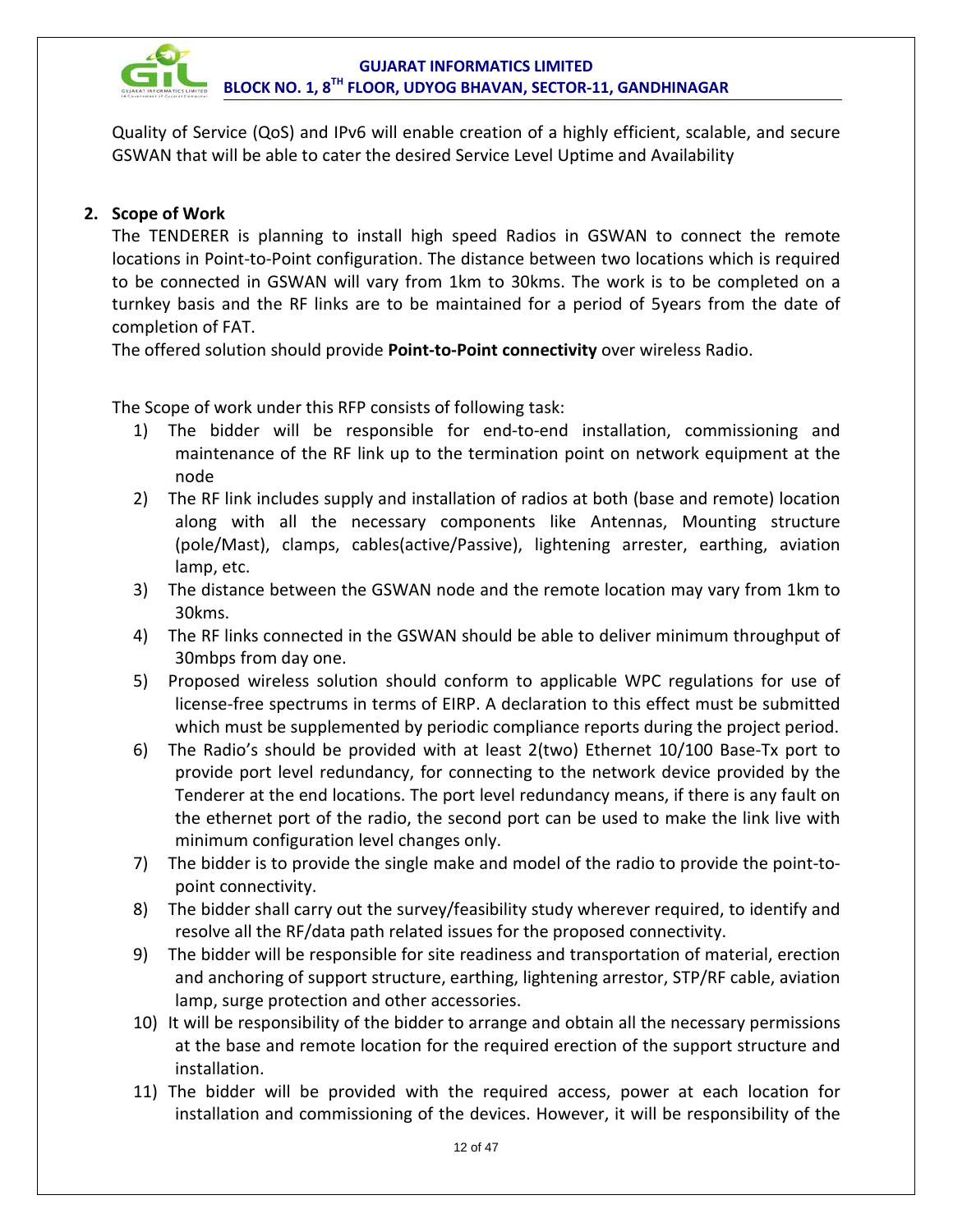Quality of Service (QoS) and IPv6 will enable creation of a highly efficient, scalable, and secure GSWAN that will be able to cater the desired Service Level Uptime and Availability

## 2. Scope of Work

The TENDERER is planning to install high speed Radios in GSWAN to connect the remote locations in Point-to-Point configuration. The distance between two locations which is required to be connected in GSWAN will vary from 1km to 30kms. The work is to be completed on a turnkey basis and the RF links are to be maintained for a period of 5years from the date of completion of FAT.

The offered solution should provide **Point-to-Point connectivity** over wireless Radio.

The Scope of work under this RFP consists of following task:

1) The bidder will be responsible for end-to-end installation, commissioning and maintenance of the RF link up to the termination point on network equipment at the node
2) The RF link includes supply and installation of radios at both (base and remote) location along with all the necessary components like Antennas, Mounting structure (pole/Mast), clamps, cables(active/Passive), lightening arrester, earthing, aviation lamp, etc.
3) The distance between the GSWAN node and the remote location may vary from 1km to 30kms.
4) The RF links connected in the GSWAN should be able to deliver minimum throughput of 30mbps from day one.
5) Proposed wireless solution should conform to applicable WPC regulations for use of license-free spectrums in terms of EIRP. A declaration to this effect must be submitted which must be supplemented by periodic compliance reports during the project period.
6) The Radio's should be provided with at least 2(two) Ethernet 10/100 Base-Tx port to provide port level redundancy, for connecting to the network device provided by the Tenderer at the end locations. The port level redundancy means, if there is any fault on the ethernet port of the radio, the second port can be used to make the link live with minimum configuration level changes only.
7) The bidder is to provide the single make and model of the radio to provide the point-to-point connectivity.
8) The bidder shall carry out the survey/feasibility study wherever required, to identify and resolve all the RF/data path related issues for the proposed connectivity.
9) The bidder will be responsible for site readiness and transportation of material, erection and anchoring of support structure, earthing, lightening arrestor, STP/RF cable, aviation lamp, surge protection and other accessories.
10) It will be responsibility of the bidder to arrange and obtain all the necessary permissions at the base and remote location for the required erection of the support structure and installation.
11) The bidder will be provided with the required access, power at each location for installation and commissioning of the devices. However, it will be responsibility of the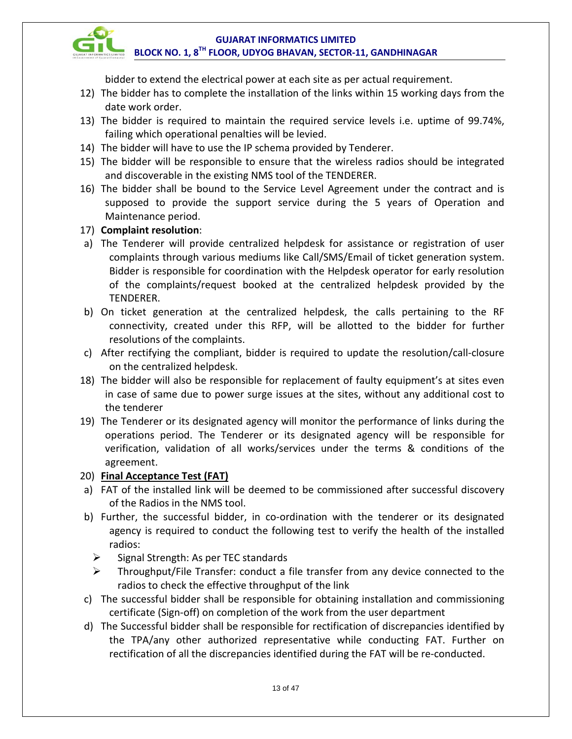bidder to extend the electrical power at each site as per actual requirement.

12) The bidder has to complete the installation of the links within 15 working days from the date work order.
13) The bidder is required to maintain the required service levels i.e. uptime of 99.74%, failing which operational penalties will be levied.
14) The bidder will have to use the IP schema provided by Tenderer.
15) The bidder will be responsible to ensure that the wireless radios should be integrated and discoverable in the existing NMS tool of the TENDERER.
16) The bidder shall be bound to the Service Level Agreement under the contract and is supposed to provide the support service during the 5 years of Operation and Maintenance period.
17) **Complaint resolution**:
   a) The Tenderer will provide centralized helpdesk for assistance or registration of user complaints through various mediums like Call/SMS/Email of ticket generation system. Bidder is responsible for coordination with the Helpdesk operator for early resolution of the complaints/request booked at the centralized helpdesk provided by the TENDERER.
   b) On ticket generation at the centralized helpdesk, the calls pertaining to the RF connectivity, created under this RFP, will be allotted to the bidder for further resolutions of the complaints.
   c) After rectifying the compliant, bidder is required to update the resolution/call-closure on the centralized helpdesk.
18) The bidder will also be responsible for replacement of faulty equipment's at sites even in case of same due to power surge issues at the sites, without any additional cost to the tenderer
19) The Tenderer or its designated agency will monitor the performance of links during the operations period. The Tenderer or its designated agency will be responsible for verification, validation of all works/services under the terms & conditions of the agreement.
20) **<u>Final Acceptance Test (FAT)</u>**
   a) FAT of the installed link will be deemed to be commissioned after successful discovery of the Radios in the NMS tool.
   b) Further, the successful bidder, in co-ordination with the tenderer or its designated agency is required to conduct the following test to verify the health of the installed radios:
      - Signal Strength: As per TEC standards
      - Throughput/File Transfer: conduct a file transfer from any device connected to the radios to check the effective throughput of the link
   c) The successful bidder shall be responsible for obtaining installation and commissioning certificate (Sign-off) on completion of the work from the user department
   d) The Successful bidder shall be responsible for rectification of discrepancies identified by the TPA/any other authorized representative while conducting FAT. Further on rectification of all the discrepancies identified during the FAT will be re-conducted.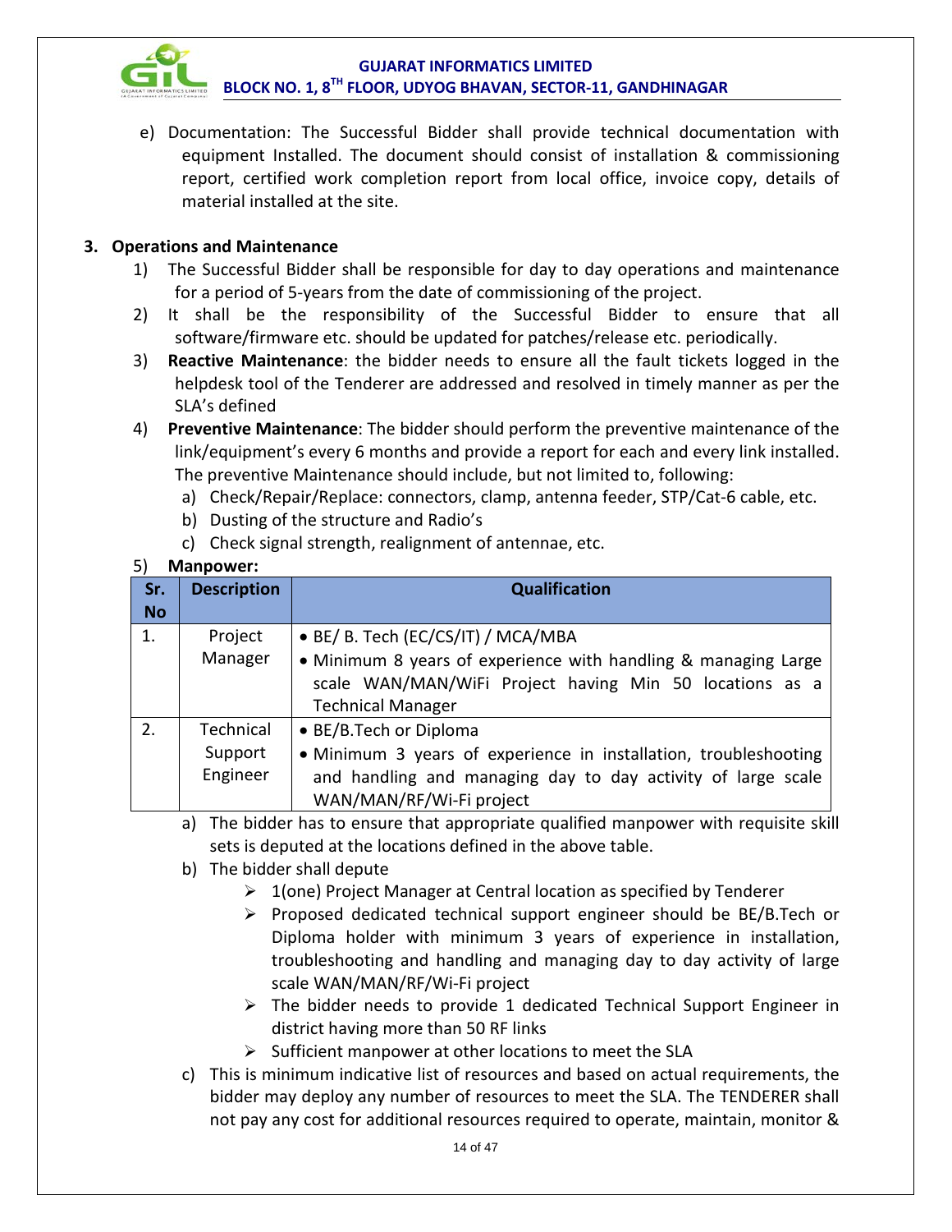e) Documentation: The Successful Bidder shall provide technical documentation with equipment Installed. The document should consist of installation & commissioning report, certified work completion report from local office, invoice copy, details of material installed at the site.

## 3. Operations and Maintenance

1) The Successful Bidder shall be responsible for day to day operations and maintenance for a period of 5-years from the date of commissioning of the project.
2) It shall be the responsibility of the Successful Bidder to ensure that all software/firmware etc. should be updated for patches/release etc. periodically.
3) **Reactive Maintenance**: the bidder needs to ensure all the fault tickets logged in the helpdesk tool of the Tenderer are addressed and resolved in timely manner as per the SLA's defined
4) **Preventive Maintenance**: The bidder should perform the preventive maintenance of the link/equipment's every 6 months and provide a report for each and every link installed. The preventive Maintenance should include, but not limited to, following:
   a) Check/Repair/Replace: connectors, clamp, antenna feeder, STP/Cat-6 cable, etc.
   b) Dusting of the structure and Radio's
   c) Check signal strength, realignment of antennae, etc.
5) **Manpower:**

| Sr. No | Description | Qualification |
|---|---|---|
| 1. | Project Manager | • BE/ B. Tech (EC/CS/IT) / MCA/MBA<br>• Minimum 8 years of experience with handling & managing Large scale WAN/MAN/WiFi Project having Min 50 locations as a Technical Manager |
| 2. | Technical Support Engineer | • BE/B.Tech or Diploma<br>• Minimum 3 years of experience in installation, troubleshooting and handling and managing day to day activity of large scale WAN/MAN/RF/Wi-Fi project |

   a) The bidder has to ensure that appropriate qualified manpower with requisite skill sets is deputed at the locations defined in the above table.
   b) The bidder shall depute
      - 1(one) Project Manager at Central location as specified by Tenderer
      - Proposed dedicated technical support engineer should be BE/B.Tech or Diploma holder with minimum 3 years of experience in installation, troubleshooting and handling and managing day to day activity of large scale WAN/MAN/RF/Wi-Fi project
      - The bidder needs to provide 1 dedicated Technical Support Engineer in district having more than 50 RF links
      - Sufficient manpower at other locations to meet the SLA
   c) This is minimum indicative list of resources and based on actual requirements, the bidder may deploy any number of resources to meet the SLA. The TENDERER shall not pay any cost for additional resources required to operate, maintain, monitor &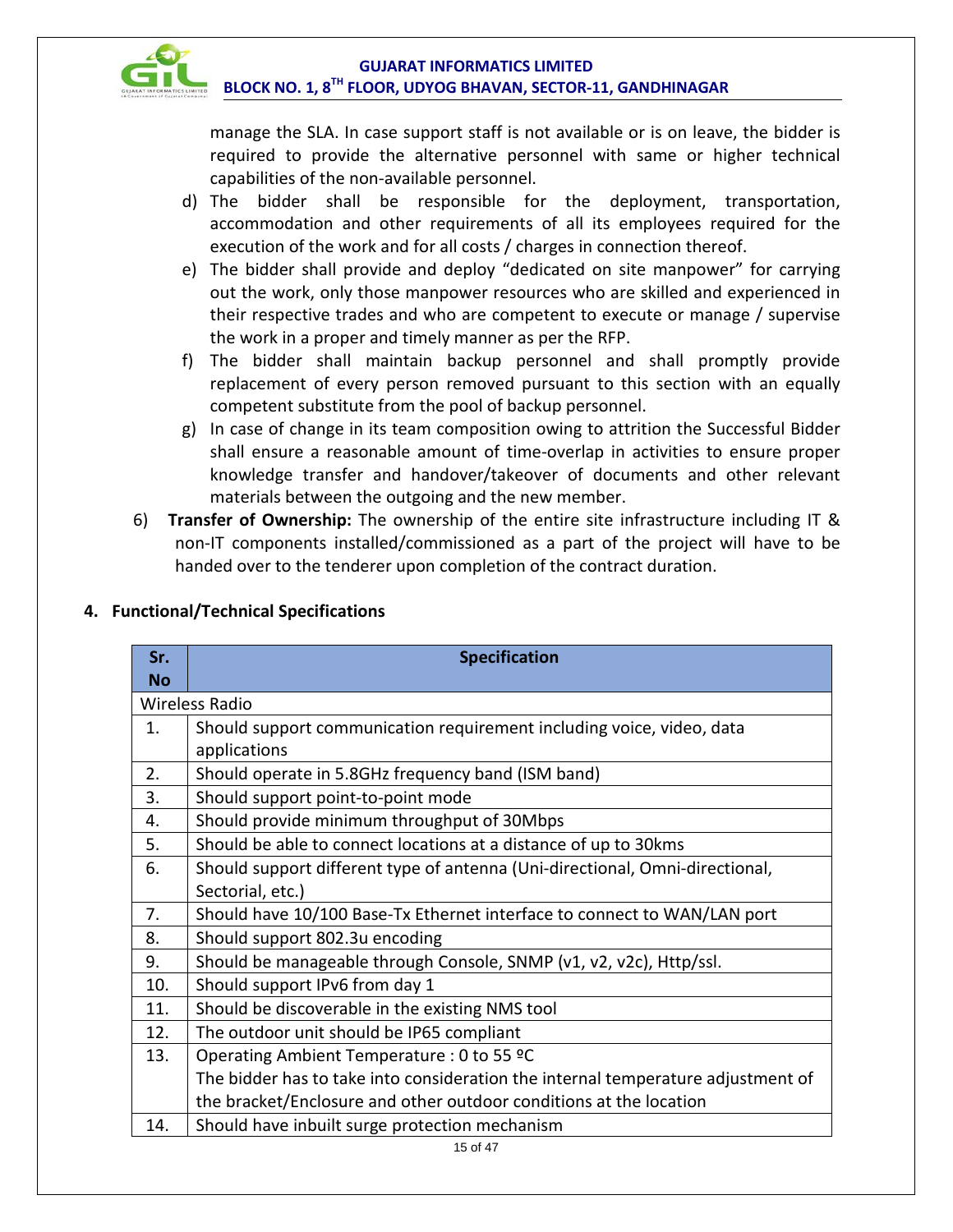manage the SLA. In case support staff is not available or is on leave, the bidder is required to provide the alternative personnel with same or higher technical capabilities of the non-available personnel.

d) The bidder shall be responsible for the deployment, transportation, accommodation and other requirements of all its employees required for the execution of the work and for all costs / charges in connection thereof.

e) The bidder shall provide and deploy "dedicated on site manpower" for carrying out the work, only those manpower resources who are skilled and experienced in their respective trades and who are competent to execute or manage / supervise the work in a proper and timely manner as per the RFP.

f) The bidder shall maintain backup personnel and shall promptly provide replacement of every person removed pursuant to this section with an equally competent substitute from the pool of backup personnel.

g) In case of change in its team composition owing to attrition the Successful Bidder shall ensure a reasonable amount of time-overlap in activities to ensure proper knowledge transfer and handover/takeover of documents and other relevant materials between the outgoing and the new member.

6) **Transfer of Ownership:** The ownership of the entire site infrastructure including IT & non-IT components installed/commissioned as a part of the project will have to be handed over to the tenderer upon completion of the contract duration.

## 4. Functional/Technical Specifications

| Sr. No | Specification |
|---|---|
| Wireless Radio | |
| 1. | Should support communication requirement including voice, video, data applications |
| 2. | Should operate in 5.8GHz frequency band (ISM band) |
| 3. | Should support point-to-point mode |
| 4. | Should provide minimum throughput of 30Mbps |
| 5. | Should be able to connect locations at a distance of up to 30kms |
| 6. | Should support different type of antenna (Uni-directional, Omni-directional, Sectorial, etc.) |
| 7. | Should have 10/100 Base-Tx Ethernet interface to connect to WAN/LAN port |
| 8. | Should support 802.3u encoding |
| 9. | Should be manageable through Console, SNMP (v1, v2, v2c), Http/ssl. |
| 10. | Should support IPv6 from day 1 |
| 11. | Should be discoverable in the existing NMS tool |
| 12. | The outdoor unit should be IP65 compliant |
| 13. | Operating Ambient Temperature : 0 to 55 ºC<br>The bidder has to take into consideration the internal temperature adjustment of the bracket/Enclosure and other outdoor conditions at the location |
| 14. | Should have inbuilt surge protection mechanism |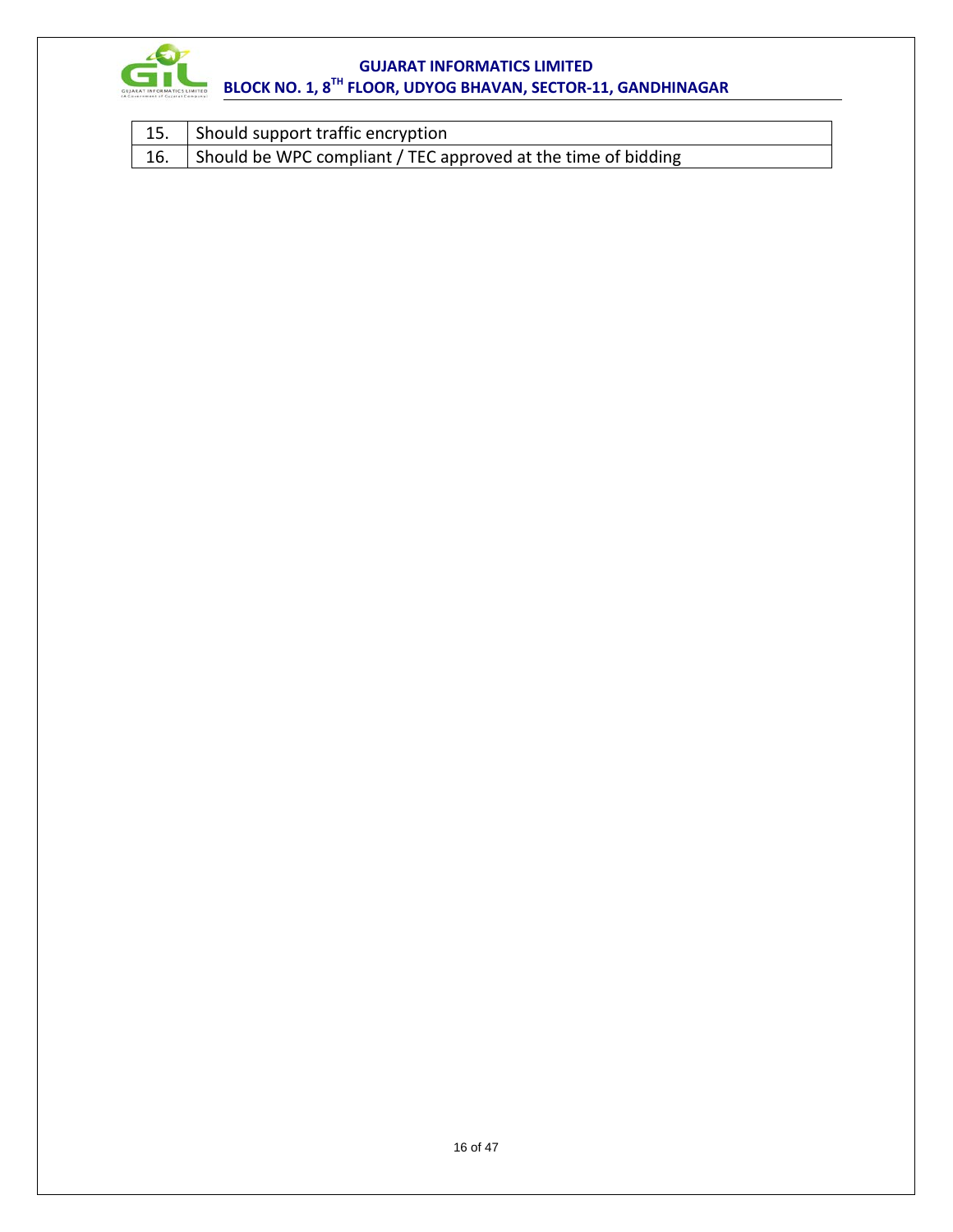| | |
|---|---|
| 15. | Should support traffic encryption |
| 16. | Should be WPC compliant / TEC approved at the time of bidding |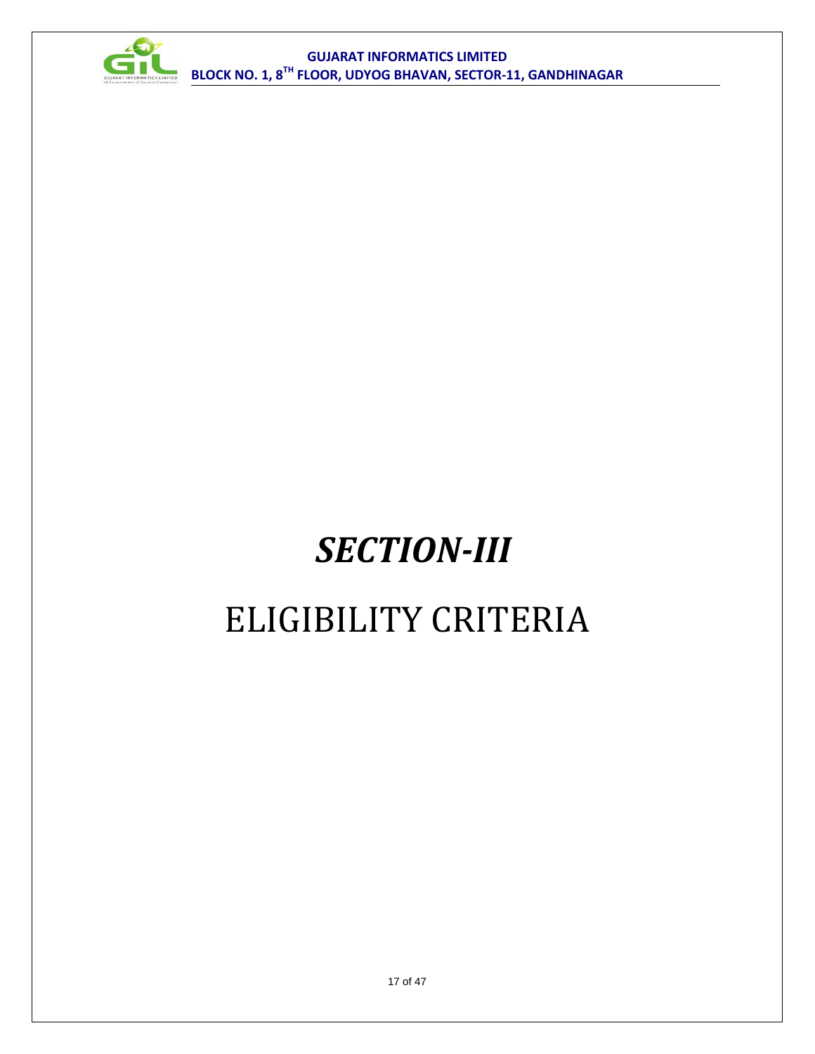# *SECTION-III*

# ELIGIBILITY CRITERIA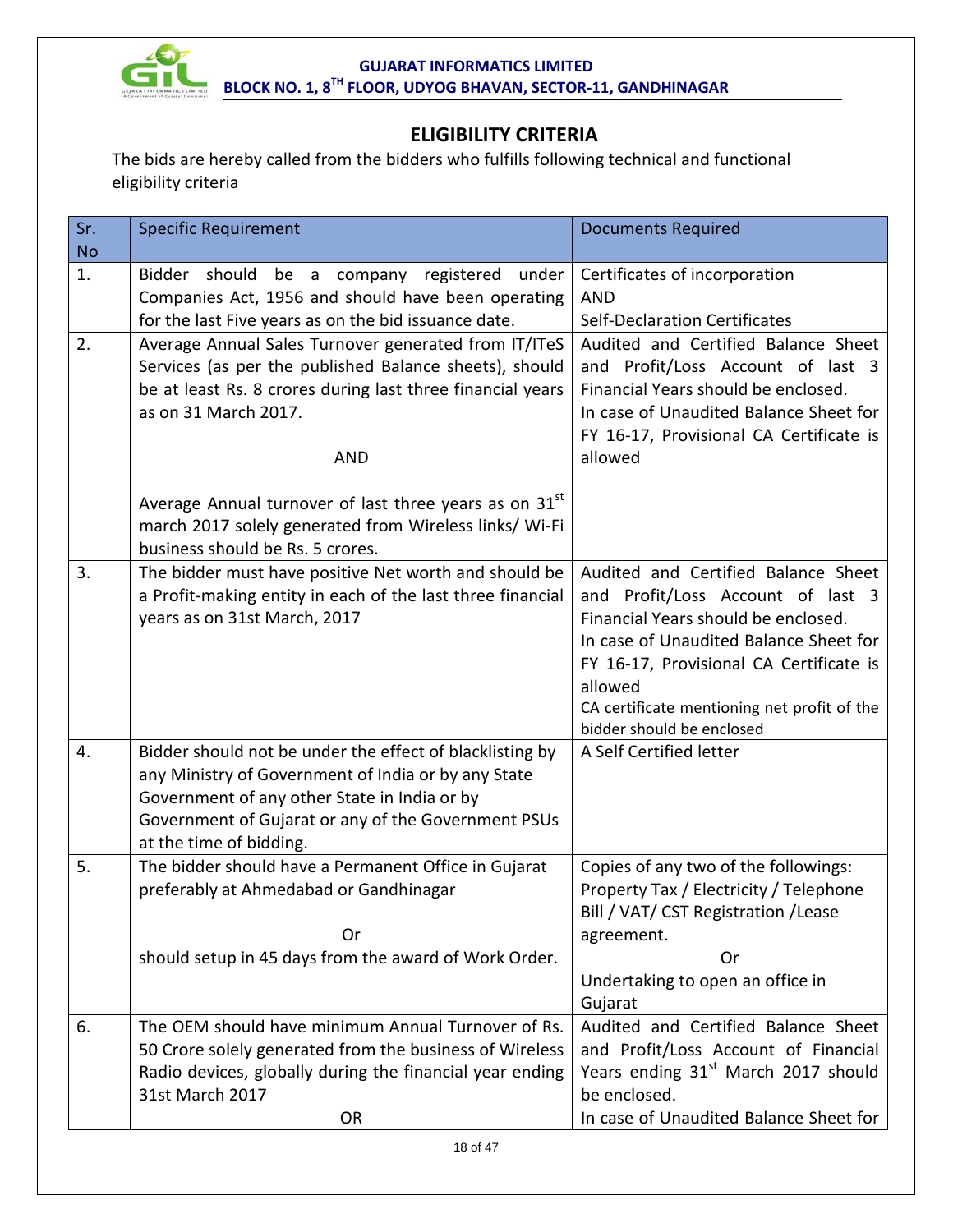## ELIGIBILITY CRITERIA

The bids are hereby called from the bidders who fulfills following technical and functional eligibility criteria

| Sr. No | Specific Requirement | Documents Required |
|---|---|---|
| 1. | Bidder should be a company registered under Companies Act, 1956 and should have been operating for the last Five years as on the bid issuance date. | Certificates of incorporation<br>AND<br>Self-Declaration Certificates |
| 2. | Average Annual Sales Turnover generated from IT/ITeS Services (as per the published Balance sheets), should be at least Rs. 8 crores during last three financial years as on 31 March 2017.<br><br>AND<br><br>Average Annual turnover of last three years as on 31st march 2017 solely generated from Wireless links/ Wi-Fi business should be Rs. 5 crores. | Audited and Certified Balance Sheet and Profit/Loss Account of last 3 Financial Years should be enclosed.<br>In case of Unaudited Balance Sheet for FY 16-17, Provisional CA Certificate is allowed |
| 3. | The bidder must have positive Net worth and should be a Profit-making entity in each of the last three financial years as on 31st March, 2017 | Audited and Certified Balance Sheet and Profit/Loss Account of last 3 Financial Years should be enclosed.<br>In case of Unaudited Balance Sheet for FY 16-17, Provisional CA Certificate is allowed<br>CA certificate mentioning net profit of the bidder should be enclosed |
| 4. | Bidder should not be under the effect of blacklisting by any Ministry of Government of India or by any State Government of any other State in India or by Government of Gujarat or any of the Government PSUs at the time of bidding. | A Self Certified letter |
| 5. | The bidder should have a Permanent Office in Gujarat preferably at Ahmedabad or Gandhinagar<br><br>Or<br><br>should setup in 45 days from the award of Work Order. | Copies of any two of the followings: Property Tax / Electricity / Telephone Bill / VAT/ CST Registration /Lease agreement.<br>Or<br>Undertaking to open an office in Gujarat |
| 6. | The OEM should have minimum Annual Turnover of Rs. 50 Crore solely generated from the business of Wireless Radio devices, globally during the financial year ending 31st March 2017<br>OR | Audited and Certified Balance Sheet and Profit/Loss Account of Financial Years ending 31st March 2017 should be enclosed.<br>In case of Unaudited Balance Sheet for |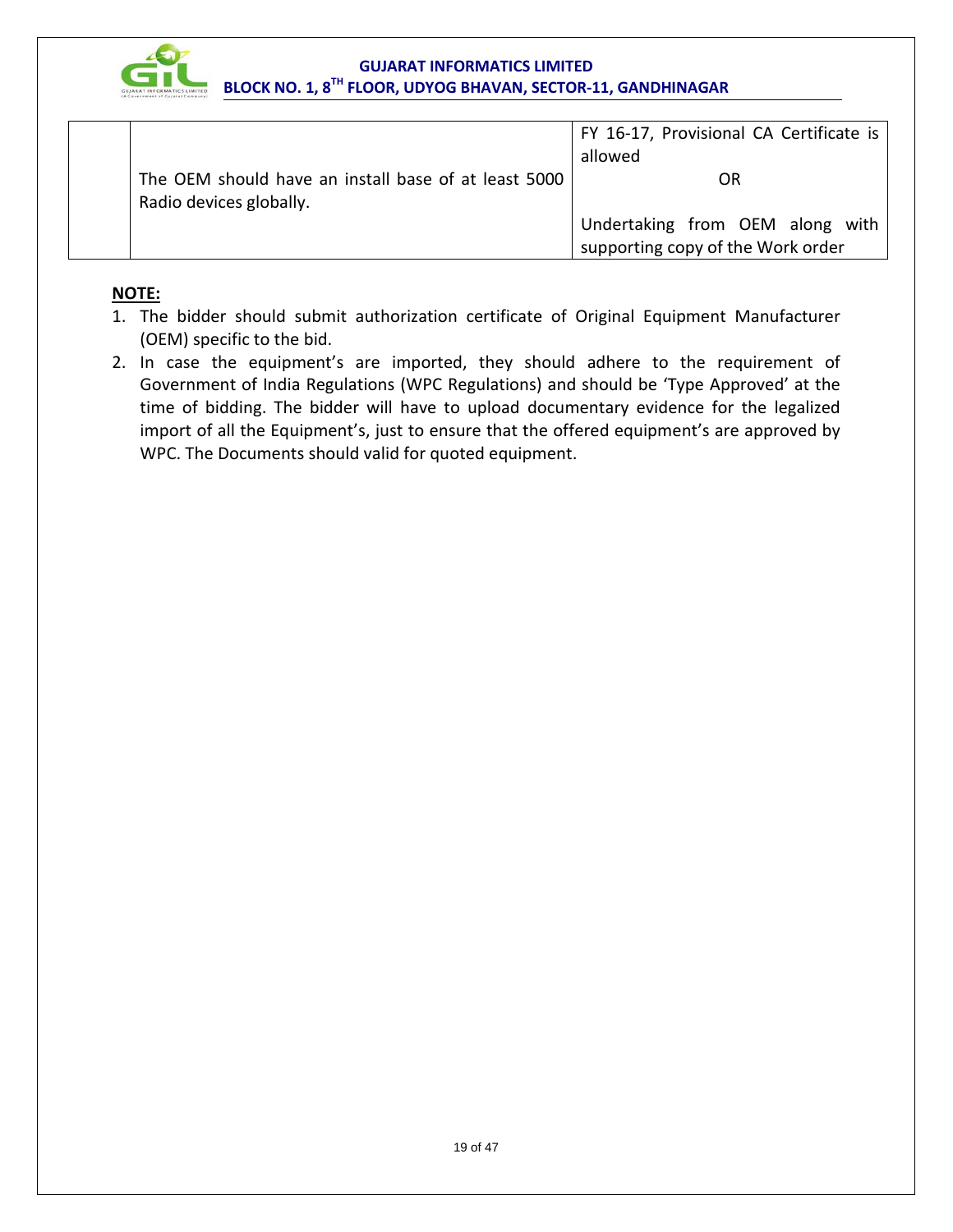| | | |
|---|---|---|
| | The OEM should have an install base of at least 5000 Radio devices globally. | FY 16-17, Provisional CA Certificate is allowed<br>OR<br>Undertaking from OEM along with supporting copy of the Work order |

**NOTE:**

1. The bidder should submit authorization certificate of Original Equipment Manufacturer (OEM) specific to the bid.
2. In case the equipment's are imported, they should adhere to the requirement of Government of India Regulations (WPC Regulations) and should be 'Type Approved' at the time of bidding. The bidder will have to upload documentary evidence for the legalized import of all the Equipment's, just to ensure that the offered equipment's are approved by WPC. The Documents should valid for quoted equipment.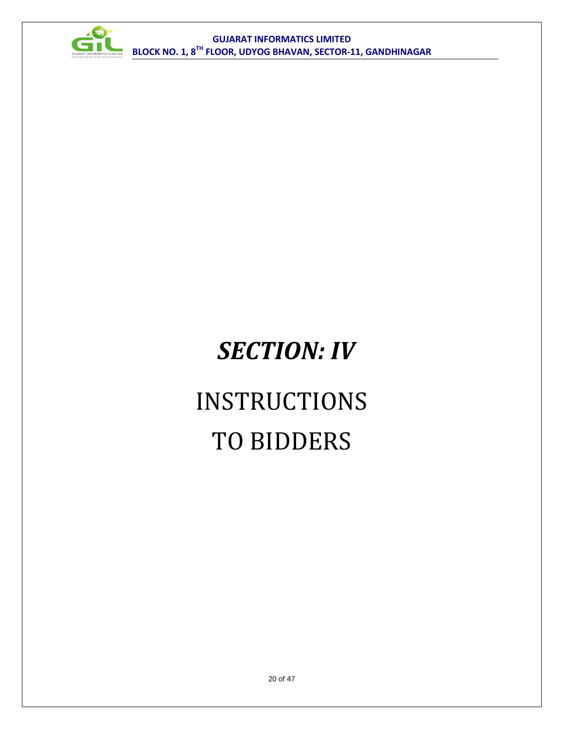# *SECTION: IV*

# INSTRUCTIONS TO BIDDERS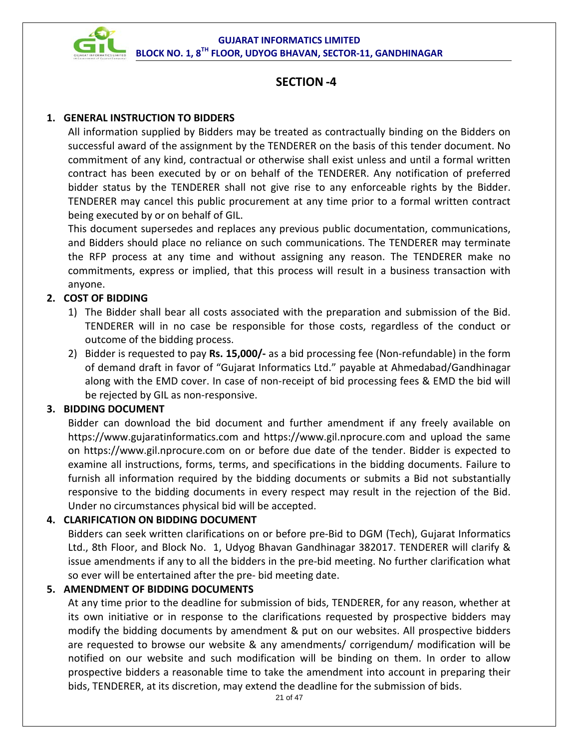## SECTION -4

### 1. GENERAL INSTRUCTION TO BIDDERS

All information supplied by Bidders may be treated as contractually binding on the Bidders on successful award of the assignment by the TENDERER on the basis of this tender document. No commitment of any kind, contractual or otherwise shall exist unless and until a formal written contract has been executed by or on behalf of the TENDERER. Any notification of preferred bidder status by the TENDERER shall not give rise to any enforceable rights by the Bidder. TENDERER may cancel this public procurement at any time prior to a formal written contract being executed by or on behalf of GIL.

This document supersedes and replaces any previous public documentation, communications, and Bidders should place no reliance on such communications. The TENDERER may terminate the RFP process at any time and without assigning any reason. The TENDERER make no commitments, express or implied, that this process will result in a business transaction with anyone.

### 2. COST OF BIDDING

1) The Bidder shall bear all costs associated with the preparation and submission of the Bid. TENDERER will in no case be responsible for those costs, regardless of the conduct or outcome of the bidding process.
2) Bidder is requested to pay **Rs. 15,000/-** as a bid processing fee (Non-refundable) in the form of demand draft in favor of "Gujarat Informatics Ltd." payable at Ahmedabad/Gandhinagar along with the EMD cover. In case of non-receipt of bid processing fees & EMD the bid will be rejected by GIL as non-responsive.

### 3. BIDDING DOCUMENT

Bidder can download the bid document and further amendment if any freely available on https://www.gujaratinformatics.com and https://www.gil.nprocure.com and upload the same on https://www.gil.nprocure.com on or before due date of the tender. Bidder is expected to examine all instructions, forms, terms, and specifications in the bidding documents. Failure to furnish all information required by the bidding documents or submits a Bid not substantially responsive to the bidding documents in every respect may result in the rejection of the Bid. Under no circumstances physical bid will be accepted.

### 4. CLARIFICATION ON BIDDING DOCUMENT

Bidders can seek written clarifications on or before pre-Bid to DGM (Tech), Gujarat Informatics Ltd., 8th Floor, and Block No. 1, Udyog Bhavan Gandhinagar 382017. TENDERER will clarify & issue amendments if any to all the bidders in the pre-bid meeting. No further clarification what so ever will be entertained after the pre- bid meeting date.

### 5. AMENDMENT OF BIDDING DOCUMENTS

At any time prior to the deadline for submission of bids, TENDERER, for any reason, whether at its own initiative or in response to the clarifications requested by prospective bidders may modify the bidding documents by amendment & put on our websites. All prospective bidders are requested to browse our website & any amendments/ corrigendum/ modification will be notified on our website and such modification will be binding on them. In order to allow prospective bidders a reasonable time to take the amendment into account in preparing their bids, TENDERER, at its discretion, may extend the deadline for the submission of bids.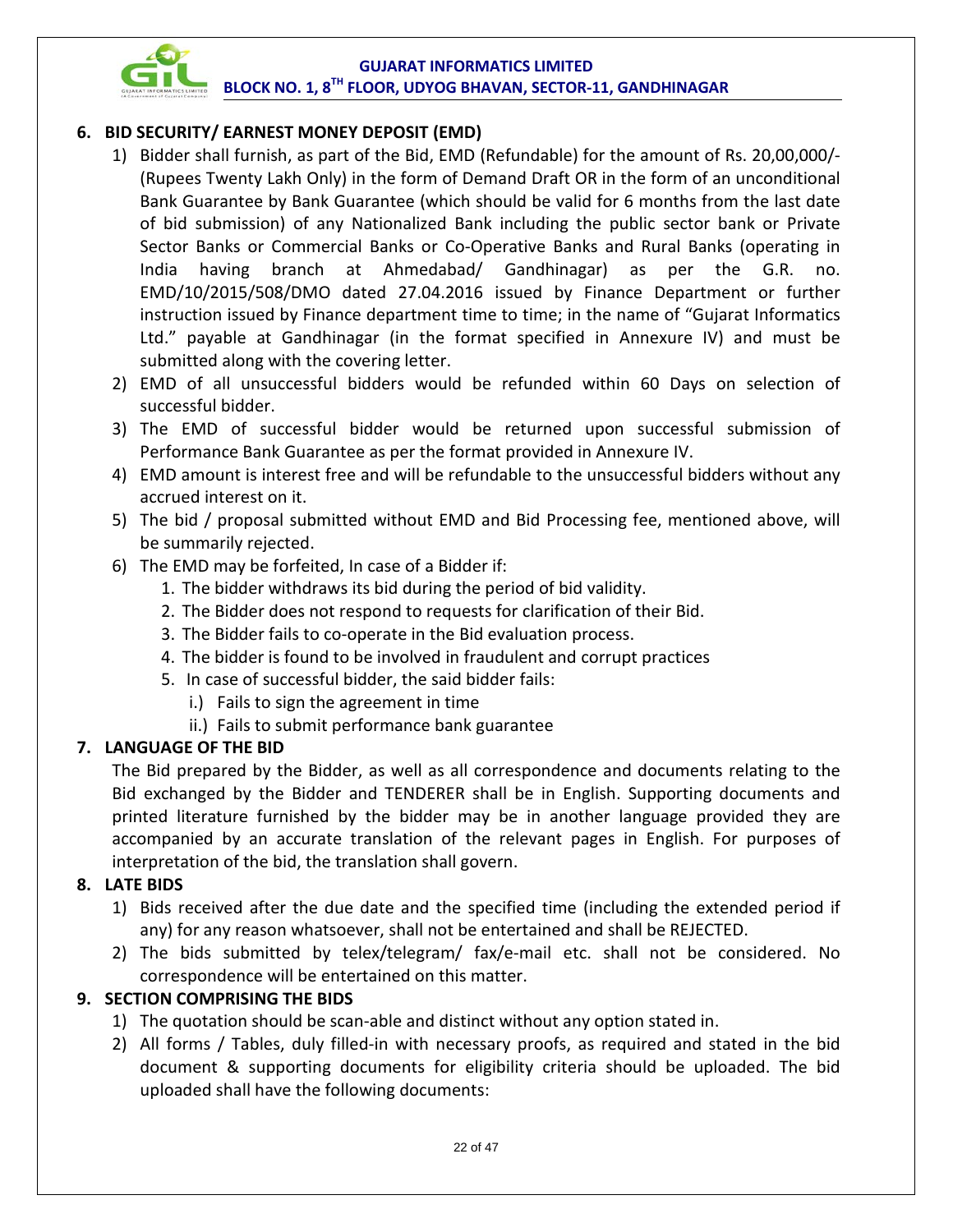## 6. BID SECURITY/ EARNEST MONEY DEPOSIT (EMD)

1) Bidder shall furnish, as part of the Bid, EMD (Refundable) for the amount of Rs. 20,00,000/- (Rupees Twenty Lakh Only) in the form of Demand Draft OR in the form of an unconditional Bank Guarantee by Bank Guarantee (which should be valid for 6 months from the last date of bid submission) of any Nationalized Bank including the public sector bank or Private Sector Banks or Commercial Banks or Co-Operative Banks and Rural Banks (operating in India having branch at Ahmedabad/ Gandhinagar) as per the G.R. no. EMD/10/2015/508/DMO dated 27.04.2016 issued by Finance Department or further instruction issued by Finance department time to time; in the name of "Gujarat Informatics Ltd." payable at Gandhinagar (in the format specified in Annexure IV) and must be submitted along with the covering letter.
2) EMD of all unsuccessful bidders would be refunded within 60 Days on selection of successful bidder.
3) The EMD of successful bidder would be returned upon successful submission of Performance Bank Guarantee as per the format provided in Annexure IV.
4) EMD amount is interest free and will be refundable to the unsuccessful bidders without any accrued interest on it.
5) The bid / proposal submitted without EMD and Bid Processing fee, mentioned above, will be summarily rejected.
6) The EMD may be forfeited, In case of a Bidder if:
   1. The bidder withdraws its bid during the period of bid validity.
   2. The Bidder does not respond to requests for clarification of their Bid.
   3. The Bidder fails to co-operate in the Bid evaluation process.
   4. The bidder is found to be involved in fraudulent and corrupt practices
   5. In case of successful bidder, the said bidder fails:
      i.) Fails to sign the agreement in time
      ii.) Fails to submit performance bank guarantee

## 7. LANGUAGE OF THE BID

The Bid prepared by the Bidder, as well as all correspondence and documents relating to the Bid exchanged by the Bidder and TENDERER shall be in English. Supporting documents and printed literature furnished by the bidder may be in another language provided they are accompanied by an accurate translation of the relevant pages in English. For purposes of interpretation of the bid, the translation shall govern.

## 8. LATE BIDS

1) Bids received after the due date and the specified time (including the extended period if any) for any reason whatsoever, shall not be entertained and shall be REJECTED.
2) The bids submitted by telex/telegram/ fax/e-mail etc. shall not be considered. No correspondence will be entertained on this matter.

## 9. SECTION COMPRISING THE BIDS

1) The quotation should be scan-able and distinct without any option stated in.
2) All forms / Tables, duly filled-in with necessary proofs, as required and stated in the bid document & supporting documents for eligibility criteria should be uploaded. The bid uploaded shall have the following documents: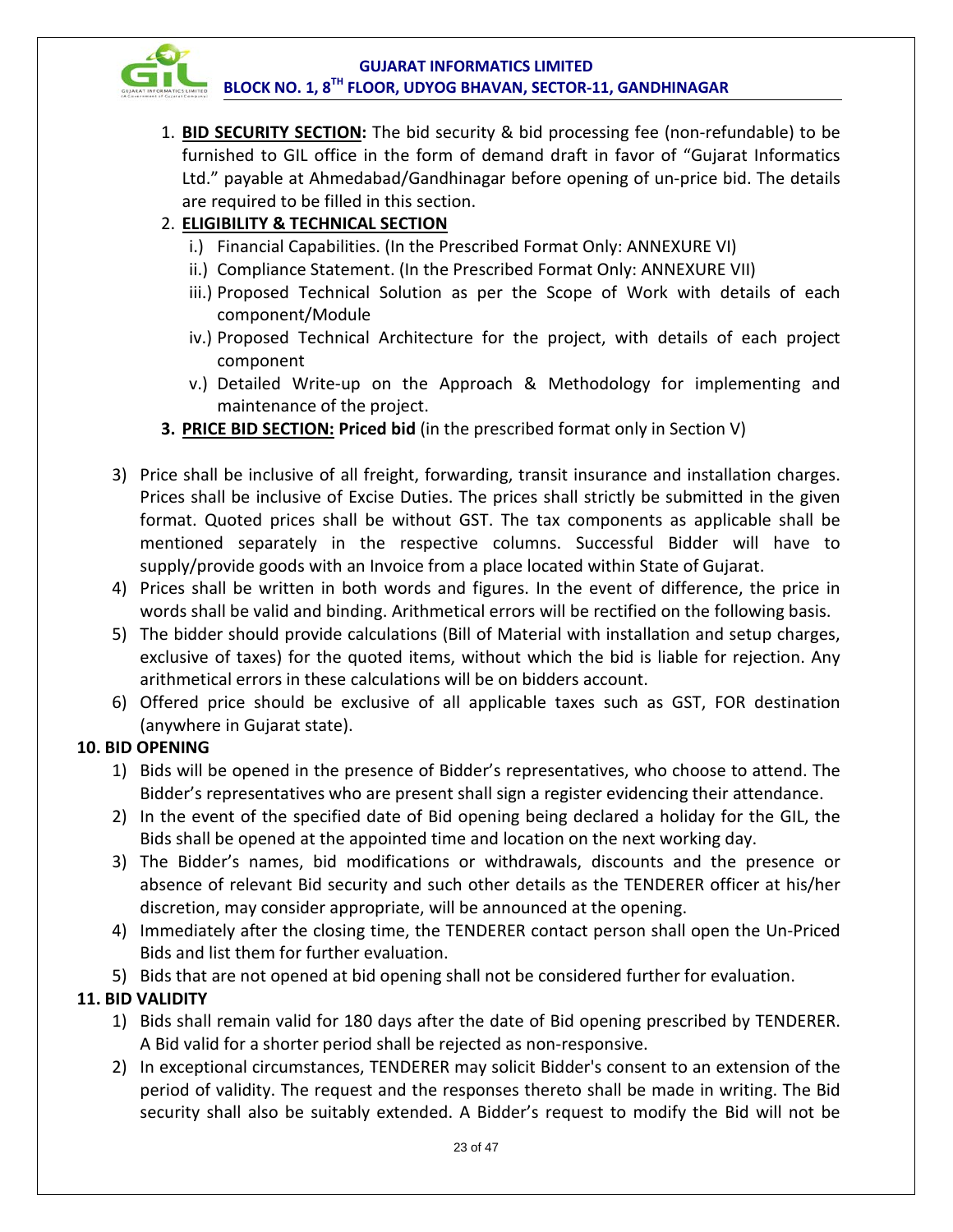1. **BID SECURITY SECTION:** The bid security & bid processing fee (non-refundable) to be furnished to GIL office in the form of demand draft in favor of "Gujarat Informatics Ltd." payable at Ahmedabad/Gandhinagar before opening of un-price bid. The details are required to be filled in this section.
2. **ELIGIBILITY & TECHNICAL SECTION**
   - i.) Financial Capabilities. (In the Prescribed Format Only: ANNEXURE VI)
   - ii.) Compliance Statement. (In the Prescribed Format Only: ANNEXURE VII)
   - iii.) Proposed Technical Solution as per the Scope of Work with details of each component/Module
   - iv.) Proposed Technical Architecture for the project, with details of each project component
   - v.) Detailed Write-up on the Approach & Methodology for implementing and maintenance of the project.
3. **PRICE BID SECTION: Priced bid** (in the prescribed format only in Section V)

3) Price shall be inclusive of all freight, forwarding, transit insurance and installation charges. Prices shall be inclusive of Excise Duties. The prices shall strictly be submitted in the given format. Quoted prices shall be without GST. The tax components as applicable shall be mentioned separately in the respective columns. Successful Bidder will have to supply/provide goods with an Invoice from a place located within State of Gujarat.

4) Prices shall be written in both words and figures. In the event of difference, the price in words shall be valid and binding. Arithmetical errors will be rectified on the following basis.

5) The bidder should provide calculations (Bill of Material with installation and setup charges, exclusive of taxes) for the quoted items, without which the bid is liable for rejection. Any arithmetical errors in these calculations will be on bidders account.

6) Offered price should be exclusive of all applicable taxes such as GST, FOR destination (anywhere in Gujarat state).

## 10. BID OPENING

1) Bids will be opened in the presence of Bidder's representatives, who choose to attend. The Bidder's representatives who are present shall sign a register evidencing their attendance.
2) In the event of the specified date of Bid opening being declared a holiday for the GIL, the Bids shall be opened at the appointed time and location on the next working day.
3) The Bidder's names, bid modifications or withdrawals, discounts and the presence or absence of relevant Bid security and such other details as the TENDERER officer at his/her discretion, may consider appropriate, will be announced at the opening.
4) Immediately after the closing time, the TENDERER contact person shall open the Un-Priced Bids and list them for further evaluation.
5) Bids that are not opened at bid opening shall not be considered further for evaluation.

## 11. BID VALIDITY

1) Bids shall remain valid for 180 days after the date of Bid opening prescribed by TENDERER. A Bid valid for a shorter period shall be rejected as non-responsive.
2) In exceptional circumstances, TENDERER may solicit Bidder's consent to an extension of the period of validity. The request and the responses thereto shall be made in writing. The Bid security shall also be suitably extended. A Bidder's request to modify the Bid will not be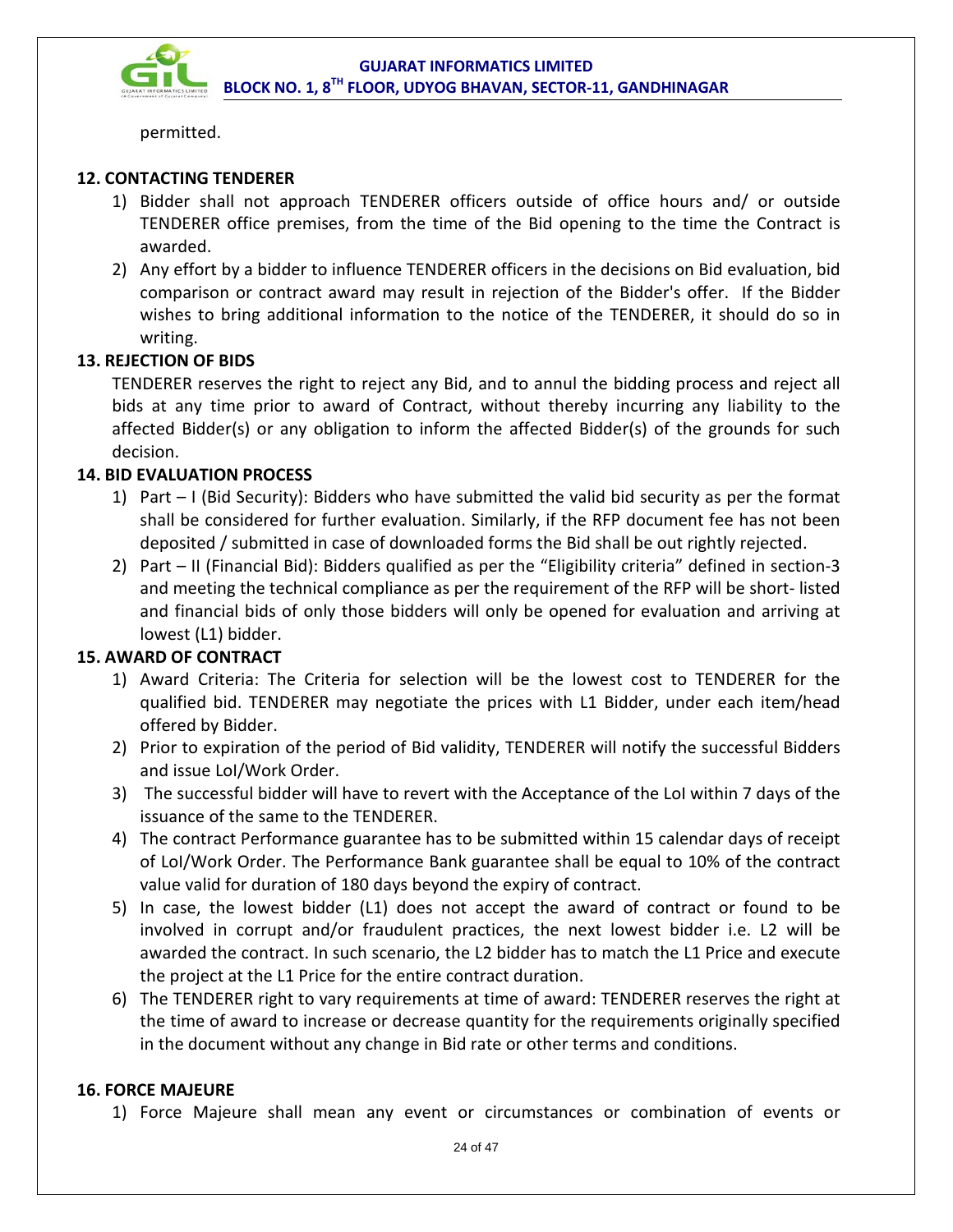permitted.

**12. CONTACTING TENDERER**

1) Bidder shall not approach TENDERER officers outside of office hours and/ or outside TENDERER office premises, from the time of the Bid opening to the time the Contract is awarded.
2) Any effort by a bidder to influence TENDERER officers in the decisions on Bid evaluation, bid comparison or contract award may result in rejection of the Bidder's offer. If the Bidder wishes to bring additional information to the notice of the TENDERER, it should do so in writing.

**13. REJECTION OF BIDS**

TENDERER reserves the right to reject any Bid, and to annul the bidding process and reject all bids at any time prior to award of Contract, without thereby incurring any liability to the affected Bidder(s) or any obligation to inform the affected Bidder(s) of the grounds for such decision.

**14. BID EVALUATION PROCESS**

1) Part – I (Bid Security): Bidders who have submitted the valid bid security as per the format shall be considered for further evaluation. Similarly, if the RFP document fee has not been deposited / submitted in case of downloaded forms the Bid shall be out rightly rejected.
2) Part – II (Financial Bid): Bidders qualified as per the "Eligibility criteria" defined in section-3 and meeting the technical compliance as per the requirement of the RFP will be short- listed and financial bids of only those bidders will only be opened for evaluation and arriving at lowest (L1) bidder.

**15. AWARD OF CONTRACT**

1) Award Criteria: The Criteria for selection will be the lowest cost to TENDERER for the qualified bid. TENDERER may negotiate the prices with L1 Bidder, under each item/head offered by Bidder.
2) Prior to expiration of the period of Bid validity, TENDERER will notify the successful Bidders and issue LoI/Work Order.
3) The successful bidder will have to revert with the Acceptance of the LoI within 7 days of the issuance of the same to the TENDERER.
4) The contract Performance guarantee has to be submitted within 15 calendar days of receipt of LoI/Work Order. The Performance Bank guarantee shall be equal to 10% of the contract value valid for duration of 180 days beyond the expiry of contract.
5) In case, the lowest bidder (L1) does not accept the award of contract or found to be involved in corrupt and/or fraudulent practices, the next lowest bidder i.e. L2 will be awarded the contract. In such scenario, the L2 bidder has to match the L1 Price and execute the project at the L1 Price for the entire contract duration.
6) The TENDERER right to vary requirements at time of award: TENDERER reserves the right at the time of award to increase or decrease quantity for the requirements originally specified in the document without any change in Bid rate or other terms and conditions.

**16. FORCE MAJEURE**

1) Force Majeure shall mean any event or circumstances or combination of events or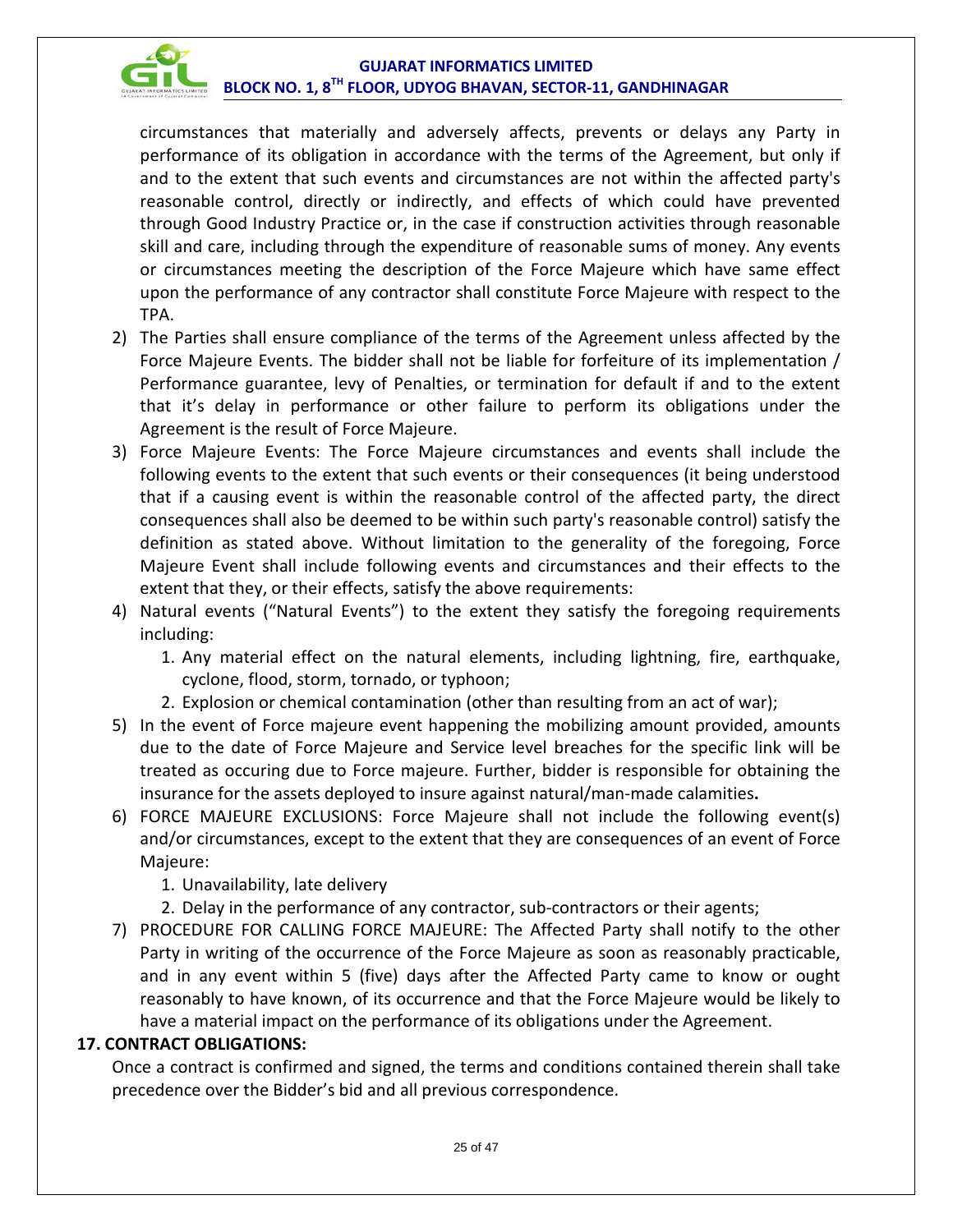circumstances that materially and adversely affects, prevents or delays any Party in performance of its obligation in accordance with the terms of the Agreement, but only if and to the extent that such events and circumstances are not within the affected party's reasonable control, directly or indirectly, and effects of which could have prevented through Good Industry Practice or, in the case if construction activities through reasonable skill and care, including through the expenditure of reasonable sums of money. Any events or circumstances meeting the description of the Force Majeure which have same effect upon the performance of any contractor shall constitute Force Majeure with respect to the TPA.

2) The Parties shall ensure compliance of the terms of the Agreement unless affected by the Force Majeure Events. The bidder shall not be liable for forfeiture of its implementation / Performance guarantee, levy of Penalties, or termination for default if and to the extent that it's delay in performance or other failure to perform its obligations under the Agreement is the result of Force Majeure.
3) Force Majeure Events: The Force Majeure circumstances and events shall include the following events to the extent that such events or their consequences (it being understood that if a causing event is within the reasonable control of the affected party, the direct consequences shall also be deemed to be within such party's reasonable control) satisfy the definition as stated above. Without limitation to the generality of the foregoing, Force Majeure Event shall include following events and circumstances and their effects to the extent that they, or their effects, satisfy the above requirements:
4) Natural events ("Natural Events") to the extent they satisfy the foregoing requirements including:
   1. Any material effect on the natural elements, including lightning, fire, earthquake, cyclone, flood, storm, tornado, or typhoon;
   2. Explosion or chemical contamination (other than resulting from an act of war);
5) In the event of Force majeure event happening the mobilizing amount provided, amounts due to the date of Force Majeure and Service level breaches for the specific link will be treated as occuring due to Force majeure. Further, bidder is responsible for obtaining the insurance for the assets deployed to insure against natural/man-made calamities**.**
6) FORCE MAJEURE EXCLUSIONS: Force Majeure shall not include the following event(s) and/or circumstances, except to the extent that they are consequences of an event of Force Majeure:
   1. Unavailability, late delivery
   2. Delay in the performance of any contractor, sub-contractors or their agents;
7) PROCEDURE FOR CALLING FORCE MAJEURE: The Affected Party shall notify to the other Party in writing of the occurrence of the Force Majeure as soon as reasonably practicable, and in any event within 5 (five) days after the Affected Party came to know or ought reasonably to have known, of its occurrence and that the Force Majeure would be likely to have a material impact on the performance of its obligations under the Agreement.

### 17. CONTRACT OBLIGATIONS:

Once a contract is confirmed and signed, the terms and conditions contained therein shall take precedence over the Bidder's bid and all previous correspondence.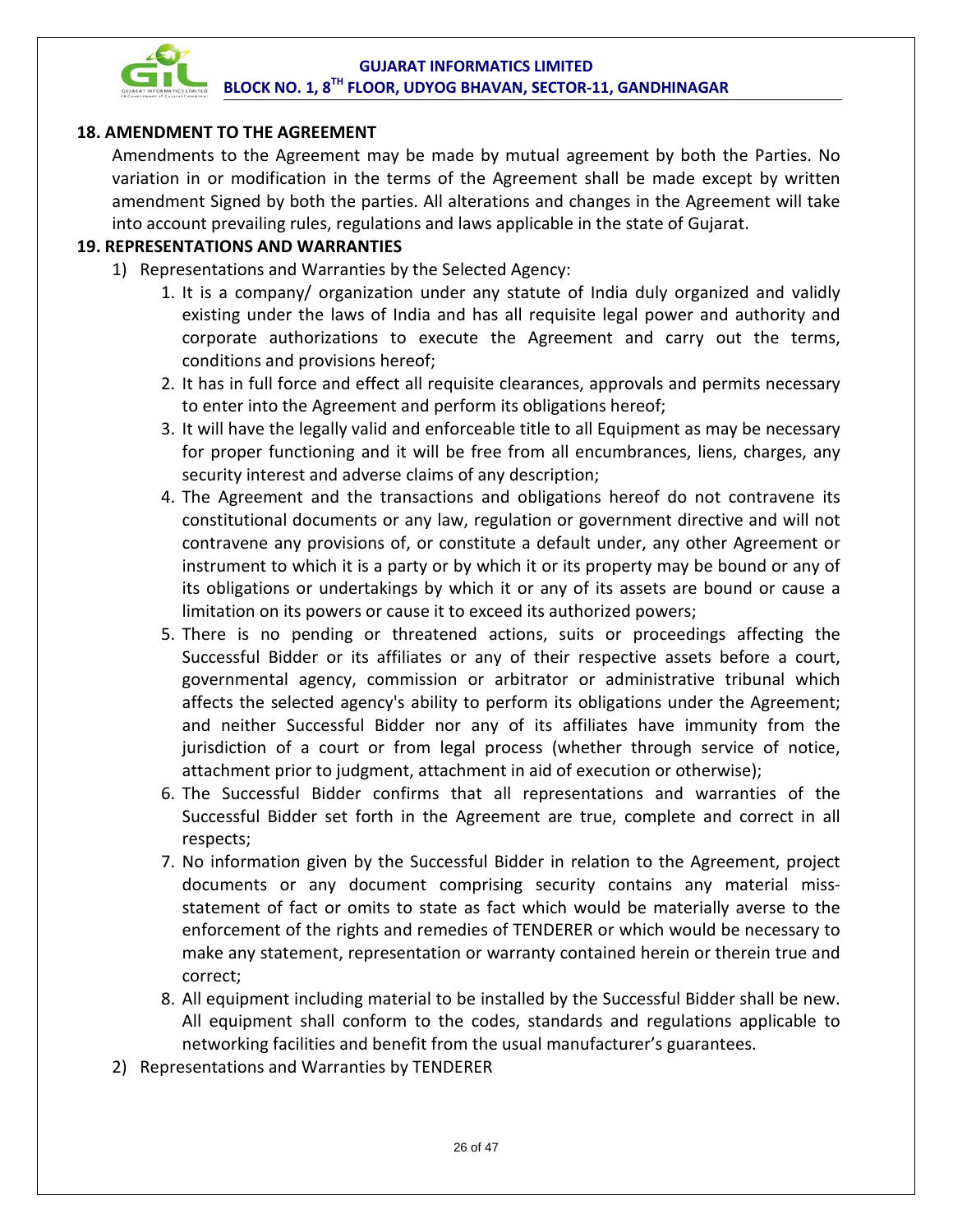## 18. AMENDMENT TO THE AGREEMENT

Amendments to the Agreement may be made by mutual agreement by both the Parties. No variation in or modification in the terms of the Agreement shall be made except by written amendment Signed by both the parties. All alterations and changes in the Agreement will take into account prevailing rules, regulations and laws applicable in the state of Gujarat.

## 19. REPRESENTATIONS AND WARRANTIES

1) Representations and Warranties by the Selected Agency:
    1. It is a company/ organization under any statute of India duly organized and validly existing under the laws of India and has all requisite legal power and authority and corporate authorizations to execute the Agreement and carry out the terms, conditions and provisions hereof;
    2. It has in full force and effect all requisite clearances, approvals and permits necessary to enter into the Agreement and perform its obligations hereof;
    3. It will have the legally valid and enforceable title to all Equipment as may be necessary for proper functioning and it will be free from all encumbrances, liens, charges, any security interest and adverse claims of any description;
    4. The Agreement and the transactions and obligations hereof do not contravene its constitutional documents or any law, regulation or government directive and will not contravene any provisions of, or constitute a default under, any other Agreement or instrument to which it is a party or by which it or its property may be bound or any of its obligations or undertakings by which it or any of its assets are bound or cause a limitation on its powers or cause it to exceed its authorized powers;
    5. There is no pending or threatened actions, suits or proceedings affecting the Successful Bidder or its affiliates or any of their respective assets before a court, governmental agency, commission or arbitrator or administrative tribunal which affects the selected agency's ability to perform its obligations under the Agreement; and neither Successful Bidder nor any of its affiliates have immunity from the jurisdiction of a court or from legal process (whether through service of notice, attachment prior to judgment, attachment in aid of execution or otherwise);
    6. The Successful Bidder confirms that all representations and warranties of the Successful Bidder set forth in the Agreement are true, complete and correct in all respects;
    7. No information given by the Successful Bidder in relation to the Agreement, project documents or any document comprising security contains any material miss-statement of fact or omits to state as fact which would be materially averse to the enforcement of the rights and remedies of TENDERER or which would be necessary to make any statement, representation or warranty contained herein or therein true and correct;
    8. All equipment including material to be installed by the Successful Bidder shall be new. All equipment shall conform to the codes, standards and regulations applicable to networking facilities and benefit from the usual manufacturer's guarantees.
2) Representations and Warranties by TENDERER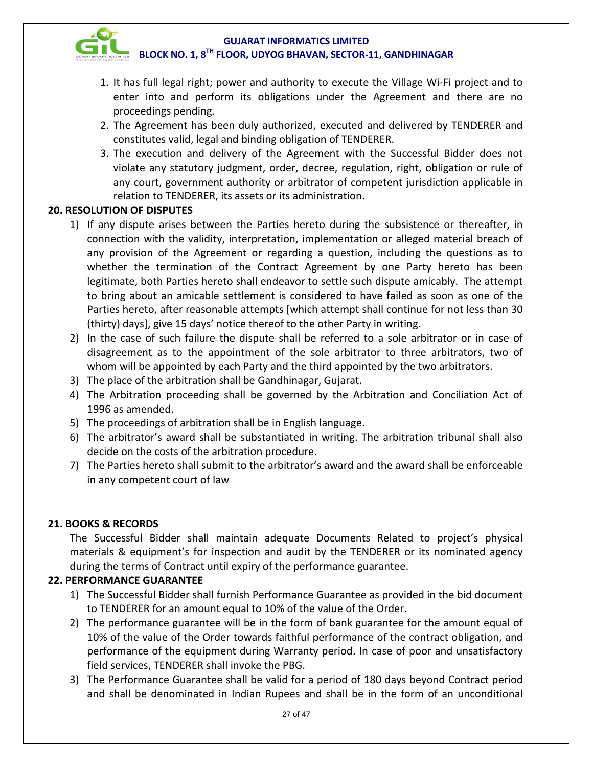1. It has full legal right; power and authority to execute the Village Wi-Fi project and to enter into and perform its obligations under the Agreement and there are no proceedings pending.
2. The Agreement has been duly authorized, executed and delivered by TENDERER and constitutes valid, legal and binding obligation of TENDERER.
3. The execution and delivery of the Agreement with the Successful Bidder does not violate any statutory judgment, order, decree, regulation, right, obligation or rule of any court, government authority or arbitrator of competent jurisdiction applicable in relation to TENDERER, its assets or its administration.

## 20. RESOLUTION OF DISPUTES

1) If any dispute arises between the Parties hereto during the subsistence or thereafter, in connection with the validity, interpretation, implementation or alleged material breach of any provision of the Agreement or regarding a question, including the questions as to whether the termination of the Contract Agreement by one Party hereto has been legitimate, both Parties hereto shall endeavor to settle such dispute amicably. The attempt to bring about an amicable settlement is considered to have failed as soon as one of the Parties hereto, after reasonable attempts [which attempt shall continue for not less than 30 (thirty) days], give 15 days' notice thereof to the other Party in writing.
2) In the case of such failure the dispute shall be referred to a sole arbitrator or in case of disagreement as to the appointment of the sole arbitrator to three arbitrators, two of whom will be appointed by each Party and the third appointed by the two arbitrators.
3) The place of the arbitration shall be Gandhinagar, Gujarat.
4) The Arbitration proceeding shall be governed by the Arbitration and Conciliation Act of 1996 as amended.
5) The proceedings of arbitration shall be in English language.
6) The arbitrator's award shall be substantiated in writing. The arbitration tribunal shall also decide on the costs of the arbitration procedure.
7) The Parties hereto shall submit to the arbitrator's award and the award shall be enforceable in any competent court of law

## 21. BOOKS & RECORDS

The Successful Bidder shall maintain adequate Documents Related to project's physical materials & equipment's for inspection and audit by the TENDERER or its nominated agency during the terms of Contract until expiry of the performance guarantee.

## 22. PERFORMANCE GUARANTEE

1) The Successful Bidder shall furnish Performance Guarantee as provided in the bid document to TENDERER for an amount equal to 10% of the value of the Order.
2) The performance guarantee will be in the form of bank guarantee for the amount equal of 10% of the value of the Order towards faithful performance of the contract obligation, and performance of the equipment during Warranty period. In case of poor and unsatisfactory field services, TENDERER shall invoke the PBG.
3) The Performance Guarantee shall be valid for a period of 180 days beyond Contract period and shall be denominated in Indian Rupees and shall be in the form of an unconditional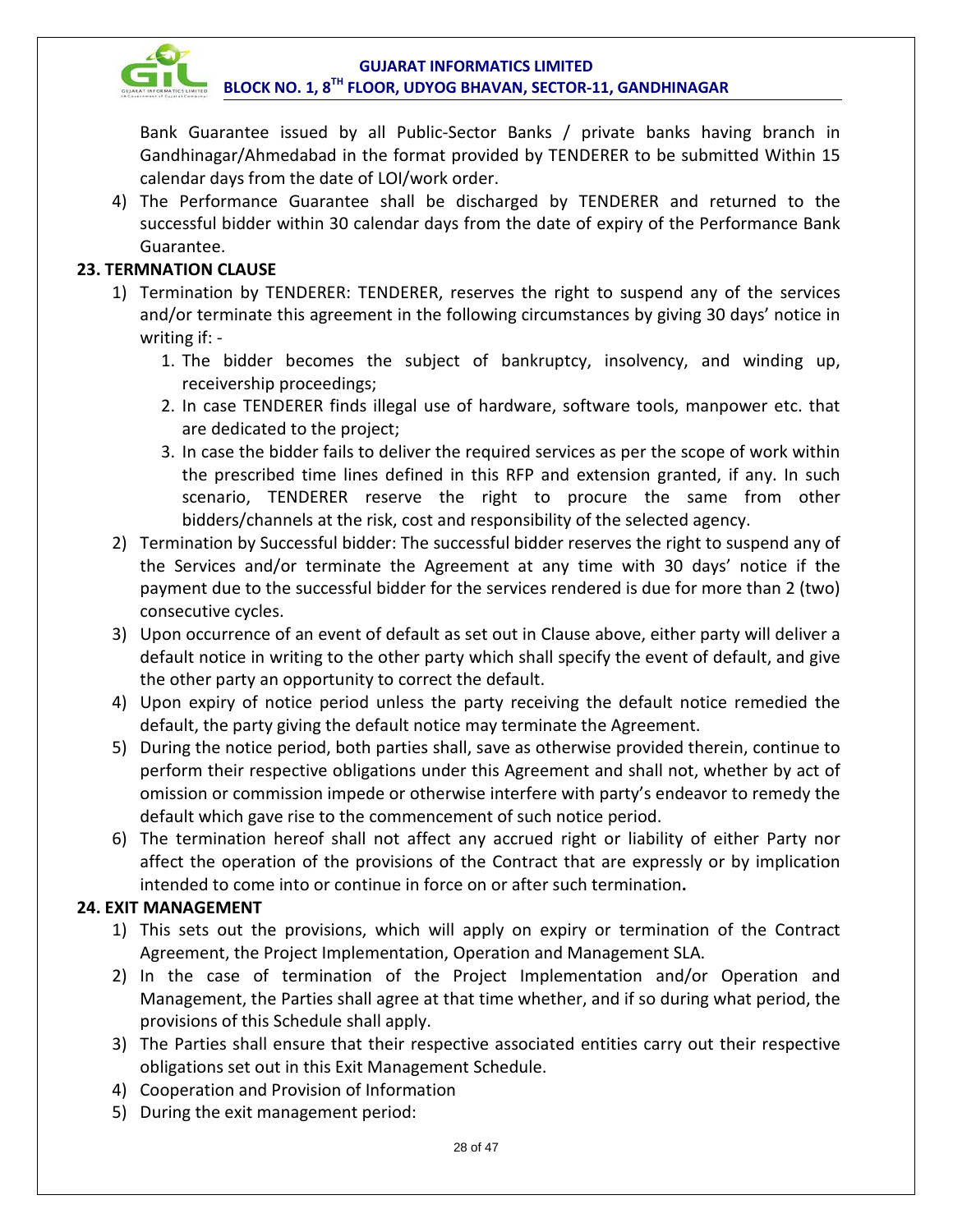Bank Guarantee issued by all Public-Sector Banks / private banks having branch in Gandhinagar/Ahmedabad in the format provided by TENDERER to be submitted Within 15 calendar days from the date of LOI/work order.

4) The Performance Guarantee shall be discharged by TENDERER and returned to the successful bidder within 30 calendar days from the date of expiry of the Performance Bank Guarantee.

### 23. TERMNATION CLAUSE

1) Termination by TENDERER: TENDERER, reserves the right to suspend any of the services and/or terminate this agreement in the following circumstances by giving 30 days' notice in writing if: -
   1. The bidder becomes the subject of bankruptcy, insolvency, and winding up, receivership proceedings;
   2. In case TENDERER finds illegal use of hardware, software tools, manpower etc. that are dedicated to the project;
   3. In case the bidder fails to deliver the required services as per the scope of work within the prescribed time lines defined in this RFP and extension granted, if any. In such scenario, TENDERER reserve the right to procure the same from other bidders/channels at the risk, cost and responsibility of the selected agency.
2) Termination by Successful bidder: The successful bidder reserves the right to suspend any of the Services and/or terminate the Agreement at any time with 30 days' notice if the payment due to the successful bidder for the services rendered is due for more than 2 (two) consecutive cycles.
3) Upon occurrence of an event of default as set out in Clause above, either party will deliver a default notice in writing to the other party which shall specify the event of default, and give the other party an opportunity to correct the default.
4) Upon expiry of notice period unless the party receiving the default notice remedied the default, the party giving the default notice may terminate the Agreement.
5) During the notice period, both parties shall, save as otherwise provided therein, continue to perform their respective obligations under this Agreement and shall not, whether by act of omission or commission impede or otherwise interfere with party's endeavor to remedy the default which gave rise to the commencement of such notice period.
6) The termination hereof shall not affect any accrued right or liability of either Party nor affect the operation of the provisions of the Contract that are expressly or by implication intended to come into or continue in force on or after such termination**.**

### 24. EXIT MANAGEMENT

1) This sets out the provisions, which will apply on expiry or termination of the Contract Agreement, the Project Implementation, Operation and Management SLA.
2) In the case of termination of the Project Implementation and/or Operation and Management, the Parties shall agree at that time whether, and if so during what period, the provisions of this Schedule shall apply.
3) The Parties shall ensure that their respective associated entities carry out their respective obligations set out in this Exit Management Schedule.
4) Cooperation and Provision of Information
5) During the exit management period: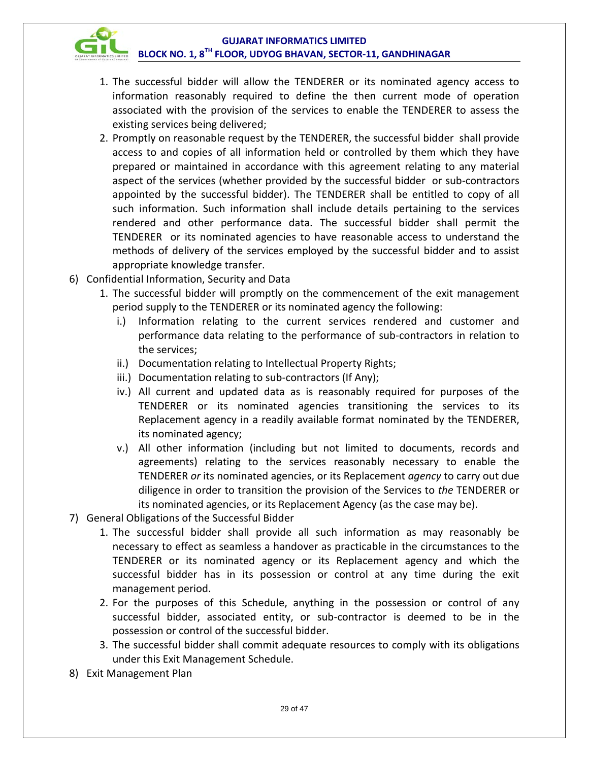1. The successful bidder will allow the TENDERER or its nominated agency access to information reasonably required to define the then current mode of operation associated with the provision of the services to enable the TENDERER to assess the existing services being delivered;
2. Promptly on reasonable request by the TENDERER, the successful bidder shall provide access to and copies of all information held or controlled by them which they have prepared or maintained in accordance with this agreement relating to any material aspect of the services (whether provided by the successful bidder or sub-contractors appointed by the successful bidder). The TENDERER shall be entitled to copy of all such information. Such information shall include details pertaining to the services rendered and other performance data. The successful bidder shall permit the TENDERER or its nominated agencies to have reasonable access to understand the methods of delivery of the services employed by the successful bidder and to assist appropriate knowledge transfer.

6) Confidential Information, Security and Data
   1. The successful bidder will promptly on the commencement of the exit management period supply to the TENDERER or its nominated agency the following:
      i.) Information relating to the current services rendered and customer and performance data relating to the performance of sub-contractors in relation to the services;
      ii.) Documentation relating to Intellectual Property Rights;
      iii.) Documentation relating to sub-contractors (If Any);
      iv.) All current and updated data as is reasonably required for purposes of the TENDERER or its nominated agencies transitioning the services to its Replacement agency in a readily available format nominated by the TENDERER, its nominated agency;
      v.) All other information (including but not limited to documents, records and agreements) relating to the services reasonably necessary to enable the TENDERER *or* its nominated agencies, or its Replacement *agency* to carry out due diligence in order to transition the provision of the Services to *the* TENDERER or its nominated agencies, or its Replacement Agency (as the case may be).

7) General Obligations of the Successful Bidder
   1. The successful bidder shall provide all such information as may reasonably be necessary to effect as seamless a handover as practicable in the circumstances to the TENDERER or its nominated agency or its Replacement agency and which the successful bidder has in its possession or control at any time during the exit management period.
   2. For the purposes of this Schedule, anything in the possession or control of any successful bidder, associated entity, or sub-contractor is deemed to be in the possession or control of the successful bidder.
   3. The successful bidder shall commit adequate resources to comply with its obligations under this Exit Management Schedule.

8) Exit Management Plan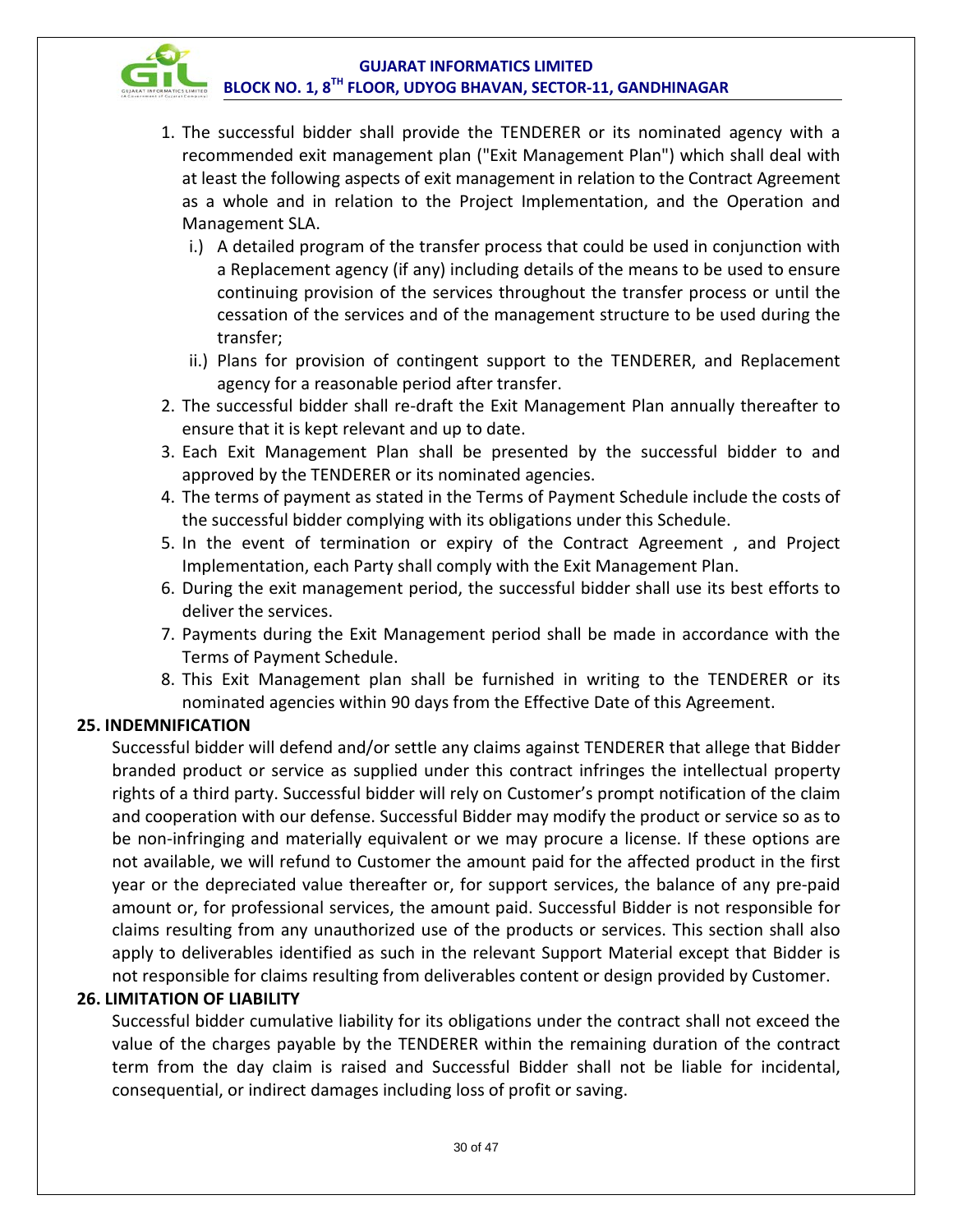1. The successful bidder shall provide the TENDERER or its nominated agency with a recommended exit management plan ("Exit Management Plan") which shall deal with at least the following aspects of exit management in relation to the Contract Agreement as a whole and in relation to the Project Implementation, and the Operation and Management SLA.
   - i.) A detailed program of the transfer process that could be used in conjunction with a Replacement agency (if any) including details of the means to be used to ensure continuing provision of the services throughout the transfer process or until the cessation of the services and of the management structure to be used during the transfer;
   - ii.) Plans for provision of contingent support to the TENDERER, and Replacement agency for a reasonable period after transfer.
2. The successful bidder shall re-draft the Exit Management Plan annually thereafter to ensure that it is kept relevant and up to date.
3. Each Exit Management Plan shall be presented by the successful bidder to and approved by the TENDERER or its nominated agencies.
4. The terms of payment as stated in the Terms of Payment Schedule include the costs of the successful bidder complying with its obligations under this Schedule.
5. In the event of termination or expiry of the Contract Agreement , and Project Implementation, each Party shall comply with the Exit Management Plan.
6. During the exit management period, the successful bidder shall use its best efforts to deliver the services.
7. Payments during the Exit Management period shall be made in accordance with the Terms of Payment Schedule.
8. This Exit Management plan shall be furnished in writing to the TENDERER or its nominated agencies within 90 days from the Effective Date of this Agreement.

## 25. INDEMNIFICATION

Successful bidder will defend and/or settle any claims against TENDERER that allege that Bidder branded product or service as supplied under this contract infringes the intellectual property rights of a third party. Successful bidder will rely on Customer's prompt notification of the claim and cooperation with our defense. Successful Bidder may modify the product or service so as to be non-infringing and materially equivalent or we may procure a license. If these options are not available, we will refund to Customer the amount paid for the affected product in the first year or the depreciated value thereafter or, for support services, the balance of any pre-paid amount or, for professional services, the amount paid. Successful Bidder is not responsible for claims resulting from any unauthorized use of the products or services. This section shall also apply to deliverables identified as such in the relevant Support Material except that Bidder is not responsible for claims resulting from deliverables content or design provided by Customer.

## 26. LIMITATION OF LIABILITY

Successful bidder cumulative liability for its obligations under the contract shall not exceed the value of the charges payable by the TENDERER within the remaining duration of the contract term from the day claim is raised and Successful Bidder shall not be liable for incidental, consequential, or indirect damages including loss of profit or saving.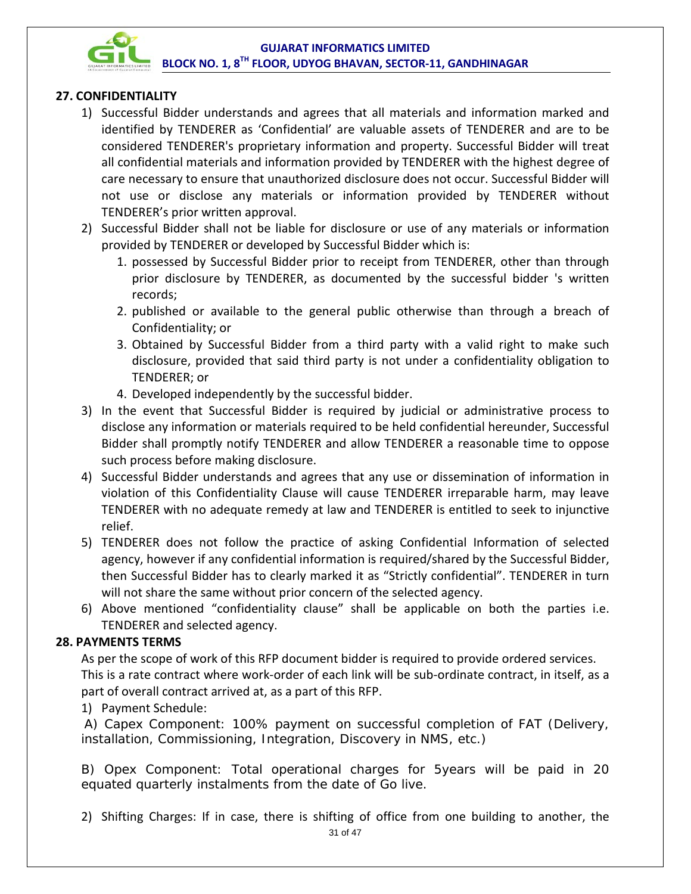## 27. CONFIDENTIALITY

1) Successful Bidder understands and agrees that all materials and information marked and identified by TENDERER as 'Confidential' are valuable assets of TENDERER and are to be considered TENDERER's proprietary information and property. Successful Bidder will treat all confidential materials and information provided by TENDERER with the highest degree of care necessary to ensure that unauthorized disclosure does not occur. Successful Bidder will not use or disclose any materials or information provided by TENDERER without TENDERER's prior written approval.
2) Successful Bidder shall not be liable for disclosure or use of any materials or information provided by TENDERER or developed by Successful Bidder which is:
    1. possessed by Successful Bidder prior to receipt from TENDERER, other than through prior disclosure by TENDERER, as documented by the successful bidder 's written records;
    2. published or available to the general public otherwise than through a breach of Confidentiality; or
    3. Obtained by Successful Bidder from a third party with a valid right to make such disclosure, provided that said third party is not under a confidentiality obligation to TENDERER; or
    4. Developed independently by the successful bidder.
3) In the event that Successful Bidder is required by judicial or administrative process to disclose any information or materials required to be held confidential hereunder, Successful Bidder shall promptly notify TENDERER and allow TENDERER a reasonable time to oppose such process before making disclosure.
4) Successful Bidder understands and agrees that any use or dissemination of information in violation of this Confidentiality Clause will cause TENDERER irreparable harm, may leave TENDERER with no adequate remedy at law and TENDERER is entitled to seek to injunctive relief.
5) TENDERER does not follow the practice of asking Confidential Information of selected agency, however if any confidential information is required/shared by the Successful Bidder, then Successful Bidder has to clearly marked it as "Strictly confidential". TENDERER in turn will not share the same without prior concern of the selected agency.
6) Above mentioned "confidentiality clause" shall be applicable on both the parties i.e. TENDERER and selected agency.

## 28. PAYMENTS TERMS

As per the scope of work of this RFP document bidder is required to provide ordered services. This is a rate contract where work-order of each link will be sub-ordinate contract, in itself, as a part of overall contract arrived at, as a part of this RFP.

1) Payment Schedule:

A) Capex Component: 100% payment on successful completion of FAT (Delivery, installation, Commissioning, Integration, Discovery in NMS, etc.)

B) Opex Component: Total operational charges for 5years will be paid in 20 equated quarterly instalments from the date of Go live.

2) Shifting Charges: If in case, there is shifting of office from one building to another, the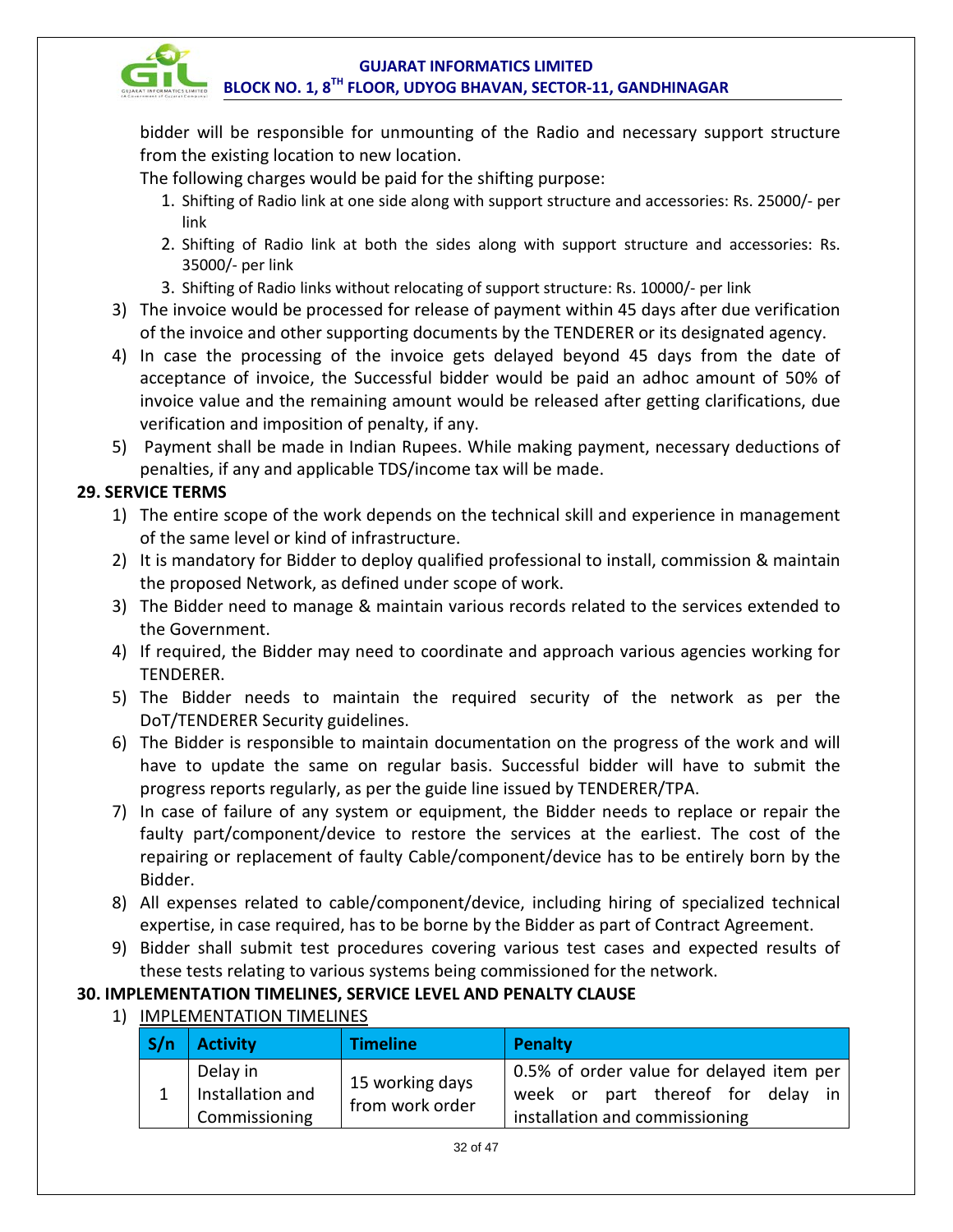bidder will be responsible for unmounting of the Radio and necessary support structure from the existing location to new location.

The following charges would be paid for the shifting purpose:

1. Shifting of Radio link at one side along with support structure and accessories: Rs. 25000/- per link
2. Shifting of Radio link at both the sides along with support structure and accessories: Rs. 35000/- per link
3. Shifting of Radio links without relocating of support structure: Rs. 10000/- per link

3) The invoice would be processed for release of payment within 45 days after due verification of the invoice and other supporting documents by the TENDERER or its designated agency.
4) In case the processing of the invoice gets delayed beyond 45 days from the date of acceptance of invoice, the Successful bidder would be paid an adhoc amount of 50% of invoice value and the remaining amount would be released after getting clarifications, due verification and imposition of penalty, if any.
5) Payment shall be made in Indian Rupees. While making payment, necessary deductions of penalties, if any and applicable TDS/income tax will be made.

## 29. SERVICE TERMS

1) The entire scope of the work depends on the technical skill and experience in management of the same level or kind of infrastructure.
2) It is mandatory for Bidder to deploy qualified professional to install, commission & maintain the proposed Network, as defined under scope of work.
3) The Bidder need to manage & maintain various records related to the services extended to the Government.
4) If required, the Bidder may need to coordinate and approach various agencies working for TENDERER.
5) The Bidder needs to maintain the required security of the network as per the DoT/TENDERER Security guidelines.
6) The Bidder is responsible to maintain documentation on the progress of the work and will have to update the same on regular basis. Successful bidder will have to submit the progress reports regularly, as per the guide line issued by TENDERER/TPA.
7) In case of failure of any system or equipment, the Bidder needs to replace or repair the faulty part/component/device to restore the services at the earliest. The cost of the repairing or replacement of faulty Cable/component/device has to be entirely born by the Bidder.
8) All expenses related to cable/component/device, including hiring of specialized technical expertise, in case required, has to be borne by the Bidder as part of Contract Agreement.
9) Bidder shall submit test procedures covering various test cases and expected results of these tests relating to various systems being commissioned for the network.

## 30. IMPLEMENTATION TIMELINES, SERVICE LEVEL AND PENALTY CLAUSE

1) IMPLEMENTATION TIMELINES

| S/n | Activity | Timeline | Penalty |
|---|---|---|---|
| 1 | Delay in Installation and Commissioning | 15 working days from work order | 0.5% of order value for delayed item per week or part thereof for delay in installation and commissioning |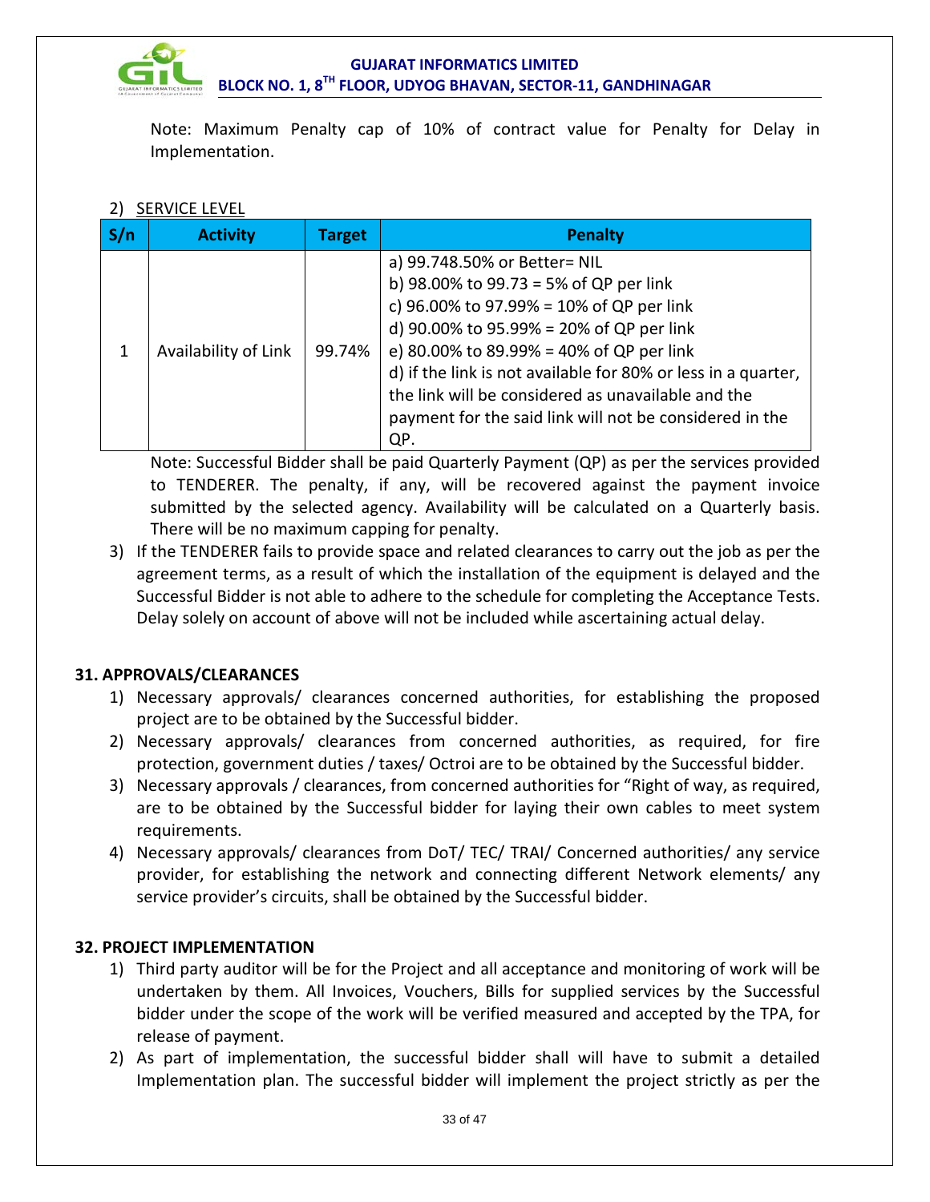Note: Maximum Penalty cap of 10% of contract value for Penalty for Delay in Implementation.

2) SERVICE LEVEL

| S/n | Activity | Target | Penalty |
|---|---|---|---|
| 1 | Availability of Link | 99.74% | a) 99.748.50% or Better= NIL<br>b) 98.00% to 99.73 = 5% of QP per link<br>c) 96.00% to 97.99% = 10% of QP per link<br>d) 90.00% to 95.99% = 20% of QP per link<br>e) 80.00% to 89.99% = 40% of QP per link<br>d) if the link is not available for 80% or less in a quarter, the link will be considered as unavailable and the payment for the said link will not be considered in the QP. |

Note: Successful Bidder shall be paid Quarterly Payment (QP) as per the services provided to TENDERER. The penalty, if any, will be recovered against the payment invoice submitted by the selected agency. Availability will be calculated on a Quarterly basis. There will be no maximum capping for penalty.

3) If the TENDERER fails to provide space and related clearances to carry out the job as per the agreement terms, as a result of which the installation of the equipment is delayed and the Successful Bidder is not able to adhere to the schedule for completing the Acceptance Tests. Delay solely on account of above will not be included while ascertaining actual delay.

## 31. APPROVALS/CLEARANCES

1) Necessary approvals/ clearances concerned authorities, for establishing the proposed project are to be obtained by the Successful bidder.
2) Necessary approvals/ clearances from concerned authorities, as required, for fire protection, government duties / taxes/ Octroi are to be obtained by the Successful bidder.
3) Necessary approvals / clearances, from concerned authorities for "Right of way, as required, are to be obtained by the Successful bidder for laying their own cables to meet system requirements.
4) Necessary approvals/ clearances from DoT/ TEC/ TRAI/ Concerned authorities/ any service provider, for establishing the network and connecting different Network elements/ any service provider's circuits, shall be obtained by the Successful bidder.

## 32. PROJECT IMPLEMENTATION

1) Third party auditor will be for the Project and all acceptance and monitoring of work will be undertaken by them. All Invoices, Vouchers, Bills for supplied services by the Successful bidder under the scope of the work will be verified measured and accepted by the TPA, for release of payment.
2) As part of implementation, the successful bidder shall will have to submit a detailed Implementation plan. The successful bidder will implement the project strictly as per the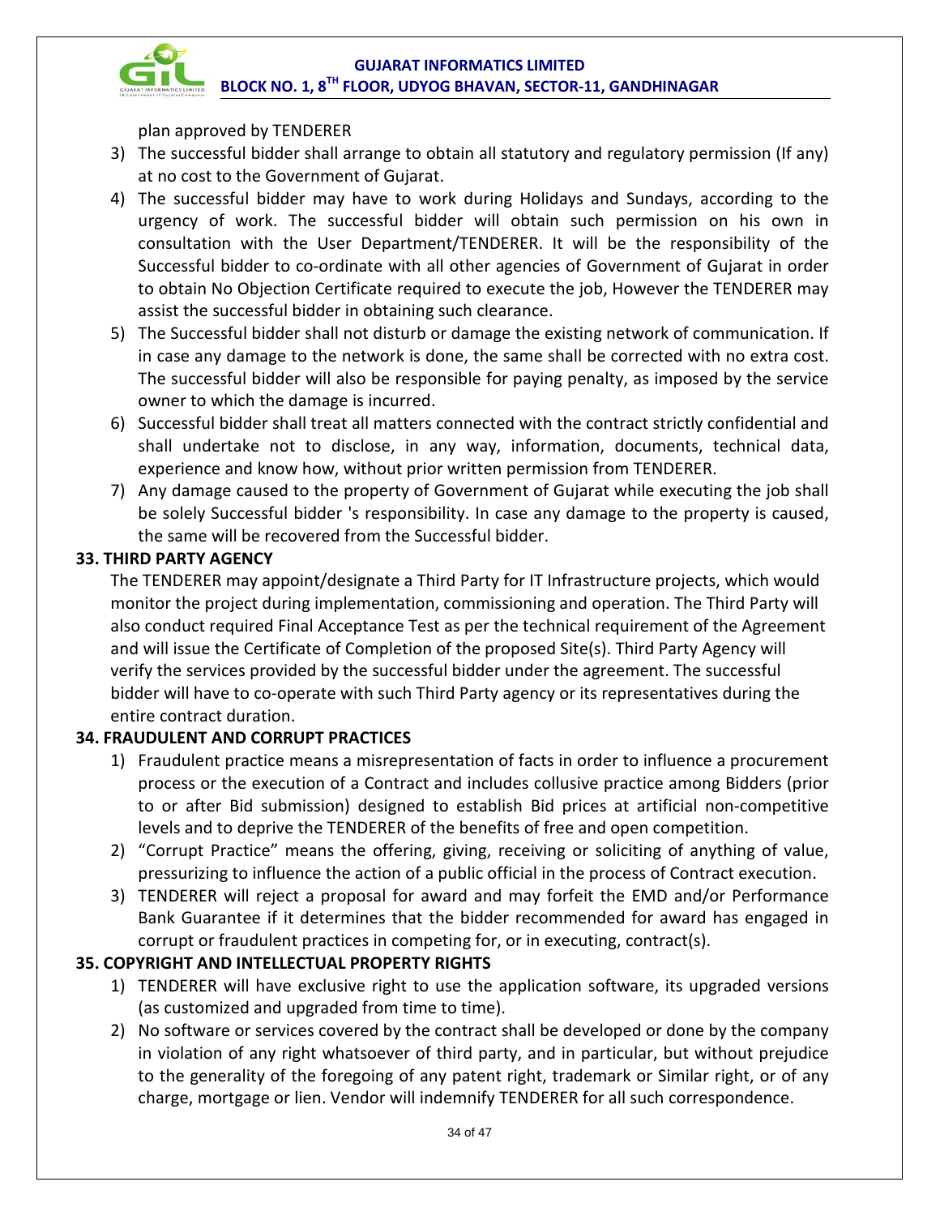plan approved by TENDERER

3) The successful bidder shall arrange to obtain all statutory and regulatory permission (If any) at no cost to the Government of Gujarat.
4) The successful bidder may have to work during Holidays and Sundays, according to the urgency of work. The successful bidder will obtain such permission on his own in consultation with the User Department/TENDERER. It will be the responsibility of the Successful bidder to co-ordinate with all other agencies of Government of Gujarat in order to obtain No Objection Certificate required to execute the job, However the TENDERER may assist the successful bidder in obtaining such clearance.
5) The Successful bidder shall not disturb or damage the existing network of communication. If in case any damage to the network is done, the same shall be corrected with no extra cost. The successful bidder will also be responsible for paying penalty, as imposed by the service owner to which the damage is incurred.
6) Successful bidder shall treat all matters connected with the contract strictly confidential and shall undertake not to disclose, in any way, information, documents, technical data, experience and know how, without prior written permission from TENDERER.
7) Any damage caused to the property of Government of Gujarat while executing the job shall be solely Successful bidder 's responsibility. In case any damage to the property is caused, the same will be recovered from the Successful bidder.

**33. THIRD PARTY AGENCY**

The TENDERER may appoint/designate a Third Party for IT Infrastructure projects, which would monitor the project during implementation, commissioning and operation. The Third Party will also conduct required Final Acceptance Test as per the technical requirement of the Agreement and will issue the Certificate of Completion of the proposed Site(s). Third Party Agency will verify the services provided by the successful bidder under the agreement. The successful bidder will have to co-operate with such Third Party agency or its representatives during the entire contract duration.

**34. FRAUDULENT AND CORRUPT PRACTICES**

1) Fraudulent practice means a misrepresentation of facts in order to influence a procurement process or the execution of a Contract and includes collusive practice among Bidders (prior to or after Bid submission) designed to establish Bid prices at artificial non-competitive levels and to deprive the TENDERER of the benefits of free and open competition.
2) "Corrupt Practice" means the offering, giving, receiving or soliciting of anything of value, pressurizing to influence the action of a public official in the process of Contract execution.
3) TENDERER will reject a proposal for award and may forfeit the EMD and/or Performance Bank Guarantee if it determines that the bidder recommended for award has engaged in corrupt or fraudulent practices in competing for, or in executing, contract(s).

**35. COPYRIGHT AND INTELLECTUAL PROPERTY RIGHTS**

1) TENDERER will have exclusive right to use the application software, its upgraded versions (as customized and upgraded from time to time).
2) No software or services covered by the contract shall be developed or done by the company in violation of any right whatsoever of third party, and in particular, but without prejudice to the generality of the foregoing of any patent right, trademark or Similar right, or of any charge, mortgage or lien. Vendor will indemnify TENDERER for all such correspondence.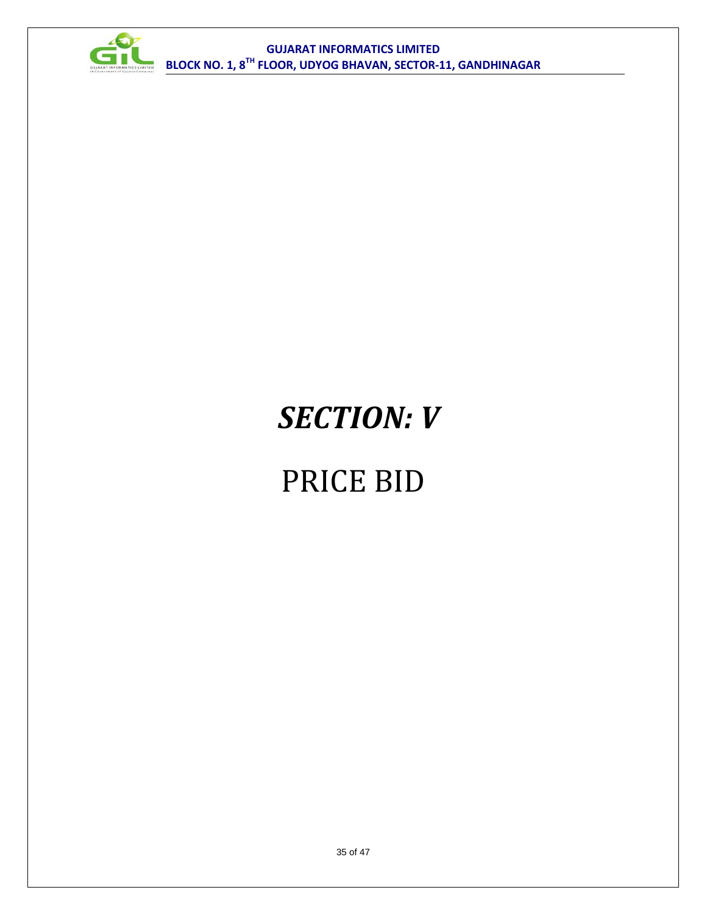# ***SECTION: V***

# PRICE BID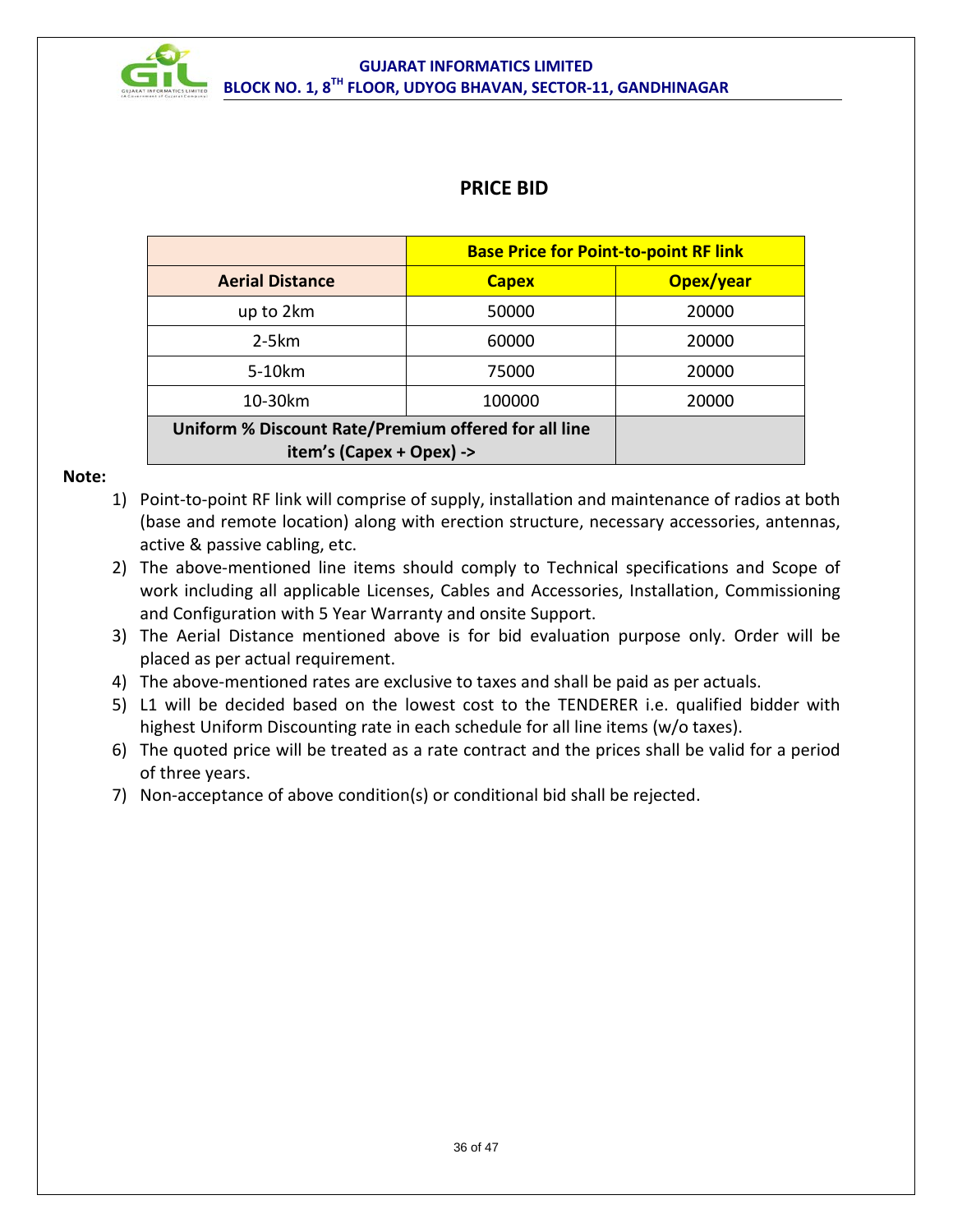## PRICE BID

| | Base Price for Point-to-point RF link | |
|---|---|---|
| **Aerial Distance** | **Capex** | **Opex/year** |
| up to 2km | 50000 | 20000 |
| 2-5km | 60000 | 20000 |
| 5-10km | 75000 | 20000 |
| 10-30km | 100000 | 20000 |
| **Uniform % Discount Rate/Premium offered for all line item's (Capex + Opex) ->** | | |

**Note:**

1) Point-to-point RF link will comprise of supply, installation and maintenance of radios at both (base and remote location) along with erection structure, necessary accessories, antennas, active & passive cabling, etc.
2) The above-mentioned line items should comply to Technical specifications and Scope of work including all applicable Licenses, Cables and Accessories, Installation, Commissioning and Configuration with 5 Year Warranty and onsite Support.
3) The Aerial Distance mentioned above is for bid evaluation purpose only. Order will be placed as per actual requirement.
4) The above-mentioned rates are exclusive to taxes and shall be paid as per actuals.
5) L1 will be decided based on the lowest cost to the TENDERER i.e. qualified bidder with highest Uniform Discounting rate in each schedule for all line items (w/o taxes).
6) The quoted price will be treated as a rate contract and the prices shall be valid for a period of three years.
7) Non-acceptance of above condition(s) or conditional bid shall be rejected.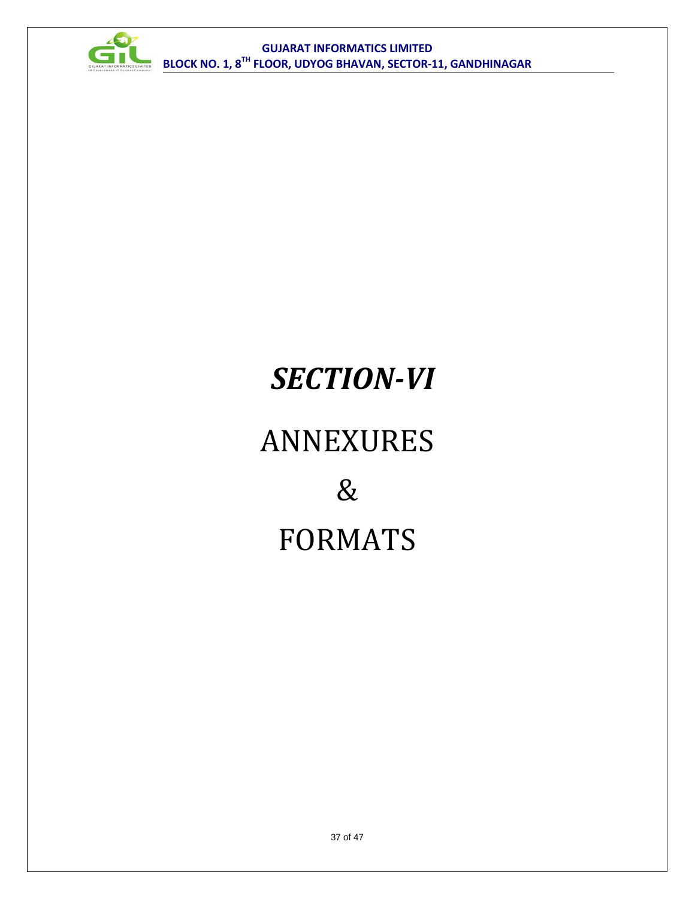# *SECTION-VI*

# ANNEXURES

# &

# FORMATS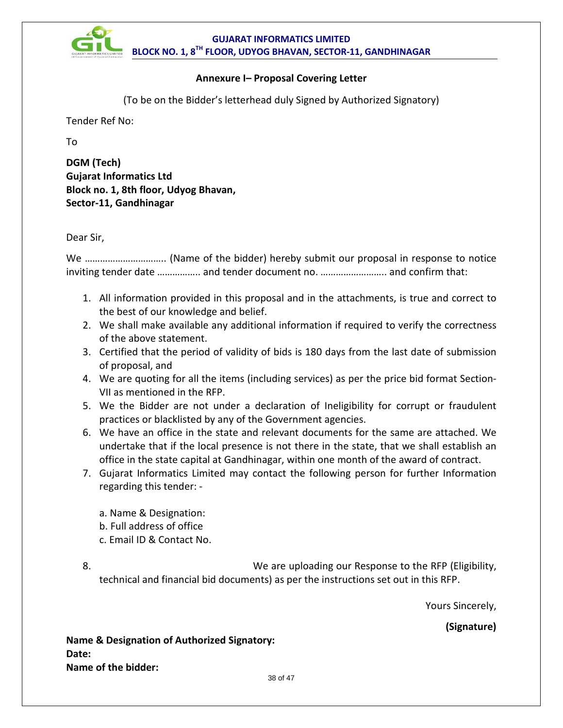### Annexure I– Proposal Covering Letter

(To be on the Bidder's letterhead duly Signed by Authorized Signatory)

Tender Ref No:

To

**DGM (Tech)**
**Gujarat Informatics Ltd**
**Block no. 1, 8th floor, Udyog Bhavan,**
**Sector-11, Gandhinagar**

Dear Sir,

We ………………………….. (Name of the bidder) hereby submit our proposal in response to notice inviting tender date ……………. and tender document no. …………………….. and confirm that:

1. All information provided in this proposal and in the attachments, is true and correct to the best of our knowledge and belief.
2. We shall make available any additional information if required to verify the correctness of the above statement.
3. Certified that the period of validity of bids is 180 days from the last date of submission of proposal, and
4. We are quoting for all the items (including services) as per the price bid format Section-VII as mentioned in the RFP.
5. We the Bidder are not under a declaration of Ineligibility for corrupt or fraudulent practices or blacklisted by any of the Government agencies.
6. We have an office in the state and relevant documents for the same are attached. We undertake that if the local presence is not there in the state, that we shall establish an office in the state capital at Gandhinagar, within one month of the award of contract.
7. Gujarat Informatics Limited may contact the following person for further Information regarding this tender: -

   a. Name & Designation:
   b. Full address of office
   c. Email ID & Contact No.

8. We are uploading our Response to the RFP (Eligibility, technical and financial bid documents) as per the instructions set out in this RFP.

Yours Sincerely,

**(Signature)**

**Name & Designation of Authorized Signatory:**
**Date:**
**Name of the bidder:**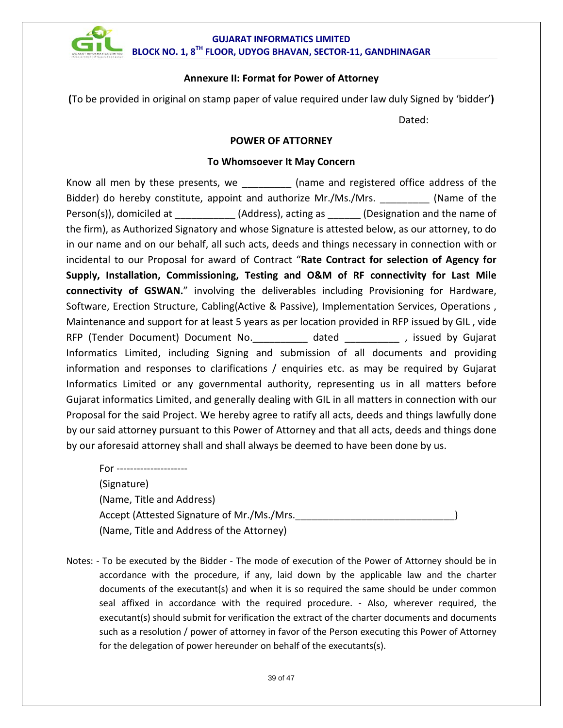## Annexure II: Format for Power of Attorney

**(**To be provided in original on stamp paper of value required under law duly Signed by 'bidder'**)**

Dated:

### POWER OF ATTORNEY

### To Whomsoever It May Concern

Know all men by these presents, we _________ (name and registered office address of the Bidder) do hereby constitute, appoint and authorize Mr./Ms./Mrs. _________ (Name of the Person(s)), domiciled at ___________ (Address), acting as ______ (Designation and the name of the firm), as Authorized Signatory and whose Signature is attested below, as our attorney, to do in our name and on our behalf, all such acts, deeds and things necessary in connection with or incidental to our Proposal for award of Contract "**Rate Contract for selection of Agency for Supply, Installation, Commissioning, Testing and O&M of RF connectivity for Last Mile connectivity of GSWAN.**" involving the deliverables including Provisioning for Hardware, Software, Erection Structure, Cabling(Active & Passive), Implementation Services, Operations , Maintenance and support for at least 5 years as per location provided in RFP issued by GIL , vide RFP (Tender Document) Document No.__________ dated __________ , issued by Gujarat Informatics Limited, including Signing and submission of all documents and providing information and responses to clarifications / enquiries etc. as may be required by Gujarat Informatics Limited or any governmental authority, representing us in all matters before Gujarat informatics Limited, and generally dealing with GIL in all matters in connection with our Proposal for the said Project. We hereby agree to ratify all acts, deeds and things lawfully done by our said attorney pursuant to this Power of Attorney and that all acts, deeds and things done by our aforesaid attorney shall and shall always be deemed to have been done by us.

For ---------------------
(Signature)
(Name, Title and Address)
Accept (Attested Signature of Mr./Ms./Mrs.____________________________)
(Name, Title and Address of the Attorney)

Notes: - To be executed by the Bidder - The mode of execution of the Power of Attorney should be in accordance with the procedure, if any, laid down by the applicable law and the charter documents of the executant(s) and when it is so required the same should be under common seal affixed in accordance with the required procedure. - Also, wherever required, the executant(s) should submit for verification the extract of the charter documents and documents such as a resolution / power of attorney in favor of the Person executing this Power of Attorney for the delegation of power hereunder on behalf of the executants(s).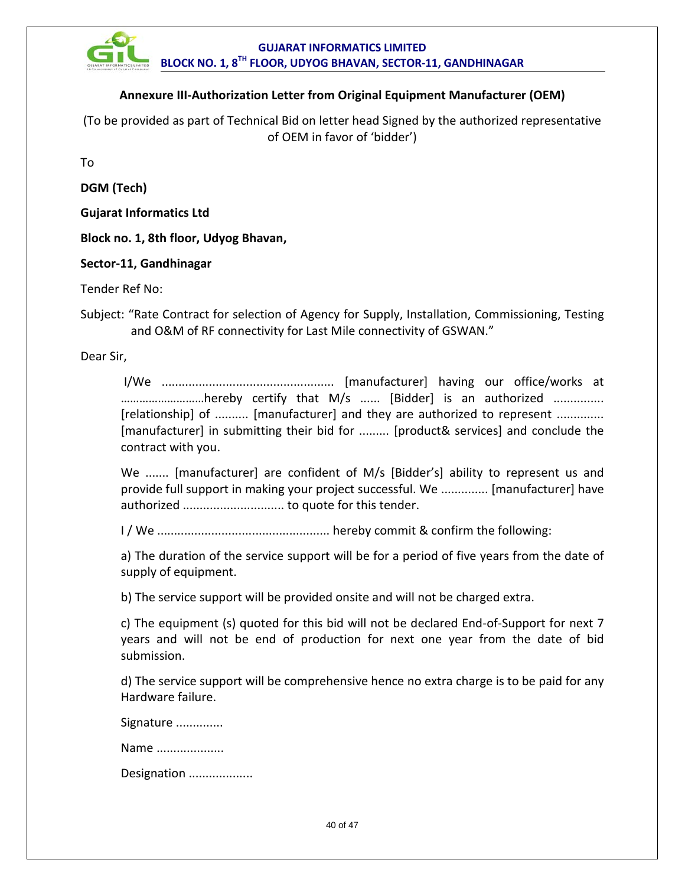## Annexure III-Authorization Letter from Original Equipment Manufacturer (OEM)

(To be provided as part of Technical Bid on letter head Signed by the authorized representative of OEM in favor of 'bidder')

To

**DGM (Tech)**

**Gujarat Informatics Ltd**

**Block no. 1, 8th floor, Udyog Bhavan,**

**Sector-11, Gandhinagar**

Tender Ref No:

Subject: "Rate Contract for selection of Agency for Supply, Installation, Commissioning, Testing and O&M of RF connectivity for Last Mile connectivity of GSWAN."

Dear Sir,

I/We .................................................. [manufacturer] having our office/works at ……………………hereby certify that M/s ...... [Bidder] is an authorized .............. [relationship] of .......... [manufacturer] and they are authorized to represent ............. [manufacturer] in submitting their bid for ......... [product& services] and conclude the contract with you.

We ....... [manufacturer] are confident of M/s [Bidder's] ability to represent us and provide full support in making your project successful. We .............. [manufacturer] have authorized .............................. to quote for this tender.

I / We .................................................. hereby commit & confirm the following:

a) The duration of the service support will be for a period of five years from the date of supply of equipment.

b) The service support will be provided onsite and will not be charged extra.

c) The equipment (s) quoted for this bid will not be declared End-of-Support for next 7 years and will not be end of production for next one year from the date of bid submission.

d) The service support will be comprehensive hence no extra charge is to be paid for any Hardware failure.

Signature .............

Name ...................

Designation ..................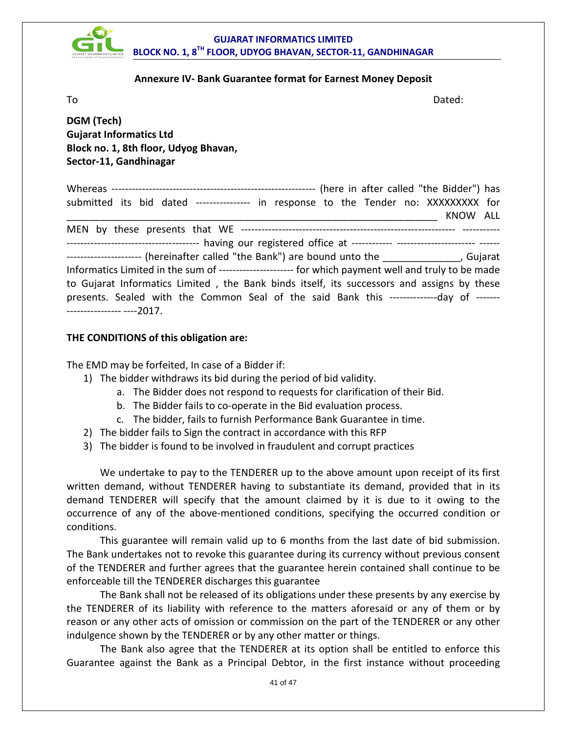### Annexure IV- Bank Guarantee format for Earnest Money Deposit

To Dated:

**DGM (Tech)**
**Gujarat Informatics Ltd**
**Block no. 1, 8th floor, Udyog Bhavan,**
**Sector-11, Gandhinagar**

Whereas ------------------------------------------------------------ (here in after called "the Bidder") has submitted its bid dated ---------------- in response to the Tender no: XXXXXXXXX for ____________________________________________________________________ KNOW ALL MEN by these presents that WE ------------------------------------------------------------ ----------- -------------------------------------- having our registered office at ------------ ----------------------- ------ ---------------------- (hereinafter called "the Bank") are bound unto the ______________, Gujarat Informatics Limited in the sum of --------------------- for which payment well and truly to be made to Gujarat Informatics Limited , the Bank binds itself, its successors and assigns by these presents. Sealed with the Common Seal of the said Bank this --------------day of ------- ---------------- ----2017.

**THE CONDITIONS of this obligation are:**

The EMD may be forfeited, In case of a Bidder if:

1) The bidder withdraws its bid during the period of bid validity.
    a. The Bidder does not respond to requests for clarification of their Bid.
    b. The Bidder fails to co-operate in the Bid evaluation process.
    c. The bidder, fails to furnish Performance Bank Guarantee in time.
2) The bidder fails to Sign the contract in accordance with this RFP
3) The bidder is found to be involved in fraudulent and corrupt practices

We undertake to pay to the TENDERER up to the above amount upon receipt of its first written demand, without TENDERER having to substantiate its demand, provided that in its demand TENDERER will specify that the amount claimed by it is due to it owing to the occurrence of any of the above-mentioned conditions, specifying the occurred condition or conditions.

This guarantee will remain valid up to 6 months from the last date of bid submission. The Bank undertakes not to revoke this guarantee during its currency without previous consent of the TENDERER and further agrees that the guarantee herein contained shall continue to be enforceable till the TENDERER discharges this guarantee

The Bank shall not be released of its obligations under these presents by any exercise by the TENDERER of its liability with reference to the matters aforesaid or any of them or by reason or any other acts of omission or commission on the part of the TENDERER or any other indulgence shown by the TENDERER or by any other matter or things.

The Bank also agree that the TENDERER at its option shall be entitled to enforce this Guarantee against the Bank as a Principal Debtor, in the first instance without proceeding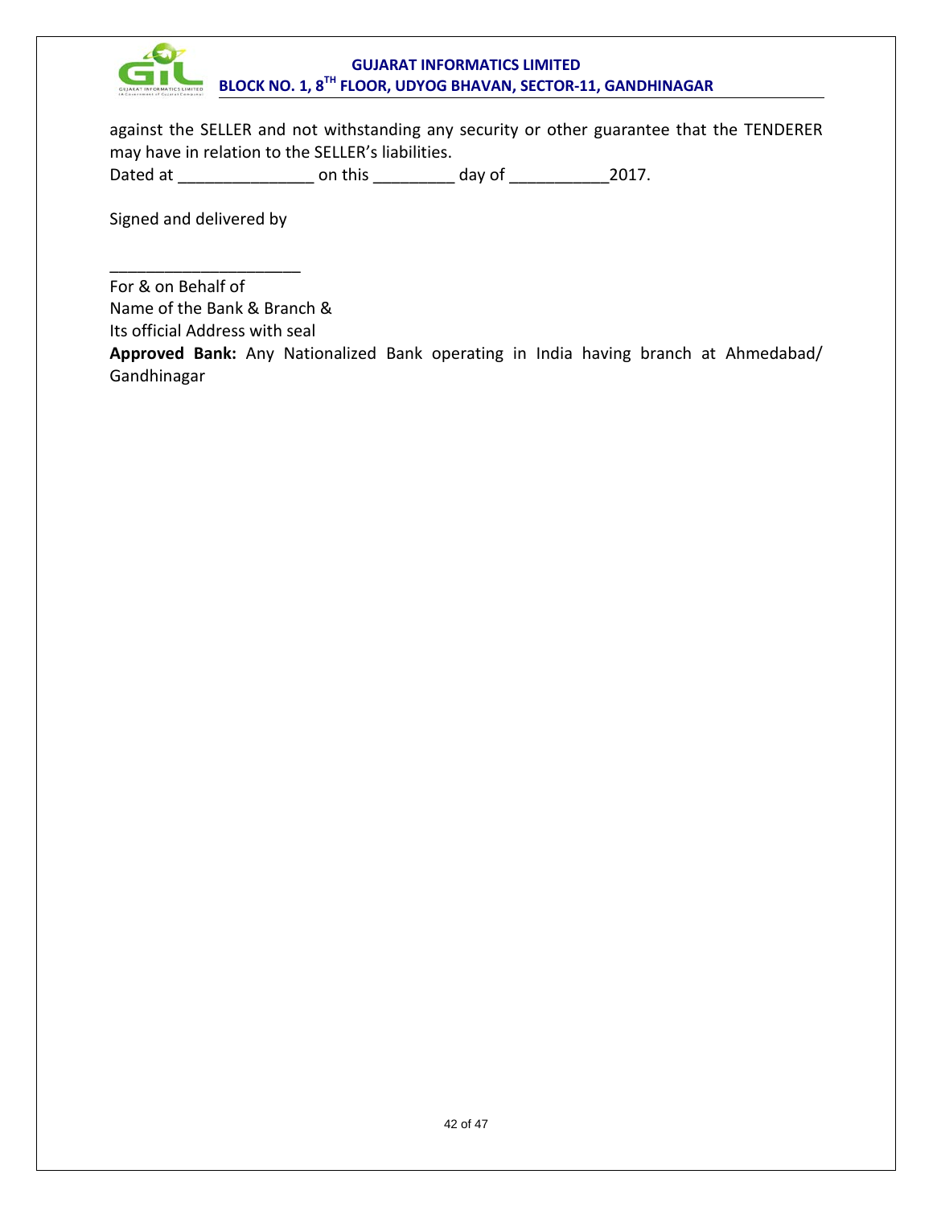against the SELLER and not withstanding any security or other guarantee that the TENDERER may have in relation to the SELLER's liabilities.

Dated at _______________ on this _________ day of ___________2017.

Signed and delivered by

_____________________

For & on Behalf of
Name of the Bank & Branch &
Its official Address with seal

**Approved Bank:** Any Nationalized Bank operating in India having branch at Ahmedabad/ Gandhinagar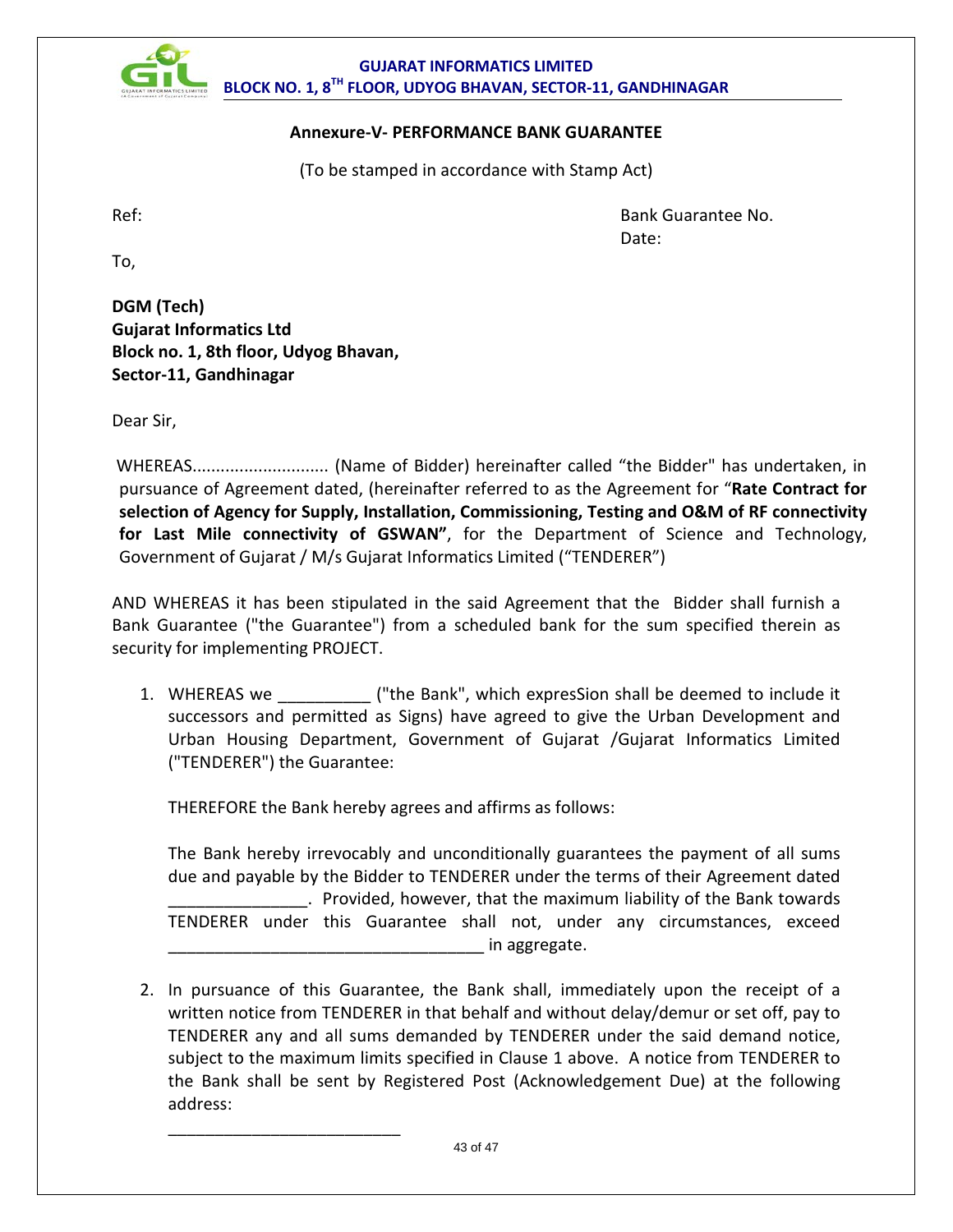## Annexure-V- PERFORMANCE BANK GUARANTEE

(To be stamped in accordance with Stamp Act)

Ref: Bank Guarantee No.

Date:

To,

**DGM (Tech)**
**Gujarat Informatics Ltd**
**Block no. 1, 8th floor, Udyog Bhavan,**
**Sector-11, Gandhinagar**

Dear Sir,

WHEREAS............................ (Name of Bidder) hereinafter called "the Bidder" has undertaken, in pursuance of Agreement dated, (hereinafter referred to as the Agreement for "**Rate Contract for selection of Agency for Supply, Installation, Commissioning, Testing and O&M of RF connectivity for Last Mile connectivity of GSWAN"**, for the Department of Science and Technology, Government of Gujarat / M/s Gujarat Informatics Limited ("TENDERER")

AND WHEREAS it has been stipulated in the said Agreement that the Bidder shall furnish a Bank Guarantee ("the Guarantee") from a scheduled bank for the sum specified therein as security for implementing PROJECT.

1. WHEREAS we __________ ("the Bank", which expresSion shall be deemed to include it successors and permitted as Signs) have agreed to give the Urban Development and Urban Housing Department, Government of Gujarat /Gujarat Informatics Limited ("TENDERER") the Guarantee:

   THEREFORE the Bank hereby agrees and affirms as follows:

   The Bank hereby irrevocably and unconditionally guarantees the payment of all sums due and payable by the Bidder to TENDERER under the terms of their Agreement dated _______________. Provided, however, that the maximum liability of the Bank towards TENDERER under this Guarantee shall not, under any circumstances, exceed __________________________________ in aggregate.

2. In pursuance of this Guarantee, the Bank shall, immediately upon the receipt of a written notice from TENDERER in that behalf and without delay/demur or set off, pay to TENDERER any and all sums demanded by TENDERER under the said demand notice, subject to the maximum limits specified in Clause 1 above. A notice from TENDERER to the Bank shall be sent by Registered Post (Acknowledgement Due) at the following address:

   _________________________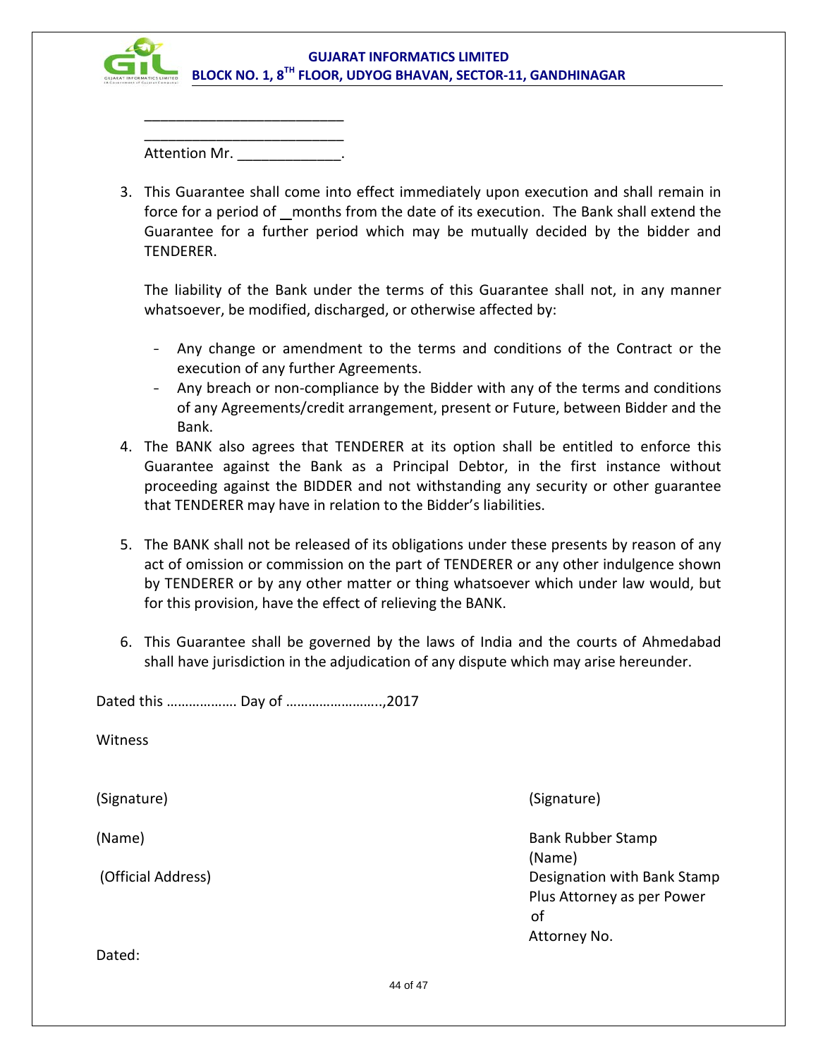_________________________

_________________________

Attention Mr. _____________.

3. This Guarantee shall come into effect immediately upon execution and shall remain in force for a period of _ months from the date of its execution. The Bank shall extend the Guarantee for a further period which may be mutually decided by the bidder and TENDERER.

   The liability of the Bank under the terms of this Guarantee shall not, in any manner whatsoever, be modified, discharged, or otherwise affected by:

   - Any change or amendment to the terms and conditions of the Contract or the execution of any further Agreements.
   - Any breach or non-compliance by the Bidder with any of the terms and conditions of any Agreements/credit arrangement, present or Future, between Bidder and the Bank.

4. The BANK also agrees that TENDERER at its option shall be entitled to enforce this Guarantee against the Bank as a Principal Debtor, in the first instance without proceeding against the BIDDER and not withstanding any security or other guarantee that TENDERER may have in relation to the Bidder's liabilities.

5. The BANK shall not be released of its obligations under these presents by reason of any act of omission or commission on the part of TENDERER or any other indulgence shown by TENDERER or by any other matter or thing whatsoever which under law would, but for this provision, have the effect of relieving the BANK.

6. This Guarantee shall be governed by the laws of India and the courts of Ahmedabad shall have jurisdiction in the adjudication of any dispute which may arise hereunder.

Dated this ………………. Day of ……………………..,2017

Witness

(Signature)

(Name)

(Official Address)

Dated:

(Signature)

Bank Rubber Stamp
(Name)
Designation with Bank Stamp
Plus Attorney as per Power of
Attorney No.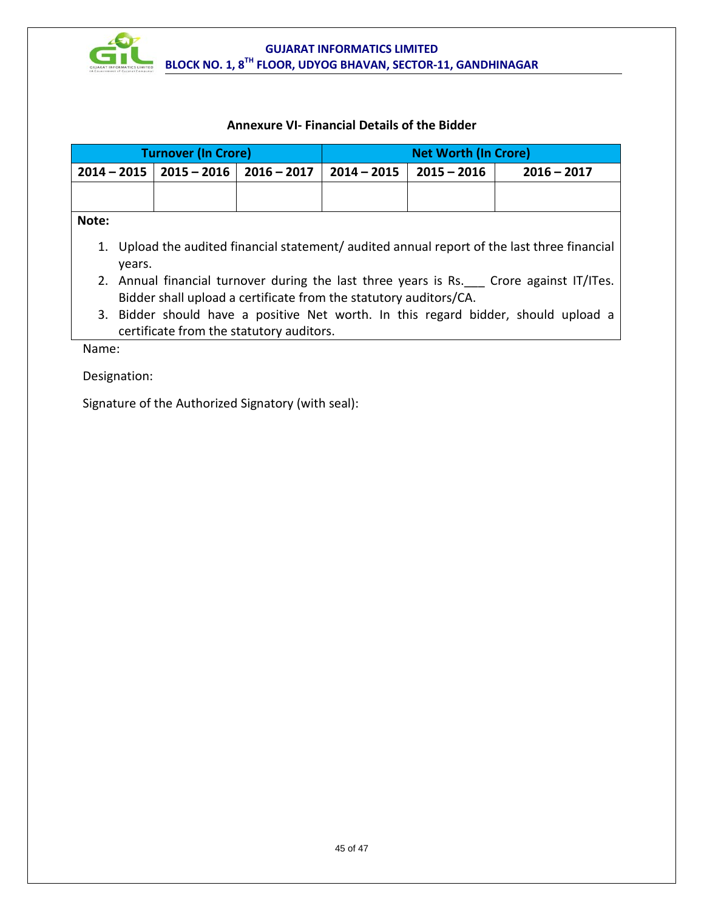### Annexure VI- Financial Details of the Bidder

| Turnover (In Crore) | | | Net Worth (In Crore) | | |
|---|---|---|---|---|---|
| 2014 – 2015 | 2015 – 2016 | 2016 – 2017 | 2014 – 2015 | 2015 – 2016 | 2016 – 2017 |
| | | | | | |

**Note:**

1. Upload the audited financial statement/ audited annual report of the last three financial years.
2. Annual financial turnover during the last three years is Rs.___ Crore against IT/ITes. Bidder shall upload a certificate from the statutory auditors/CA.
3. Bidder should have a positive Net worth. In this regard bidder, should upload a certificate from the statutory auditors.

Name:

Designation:

Signature of the Authorized Signatory (with seal):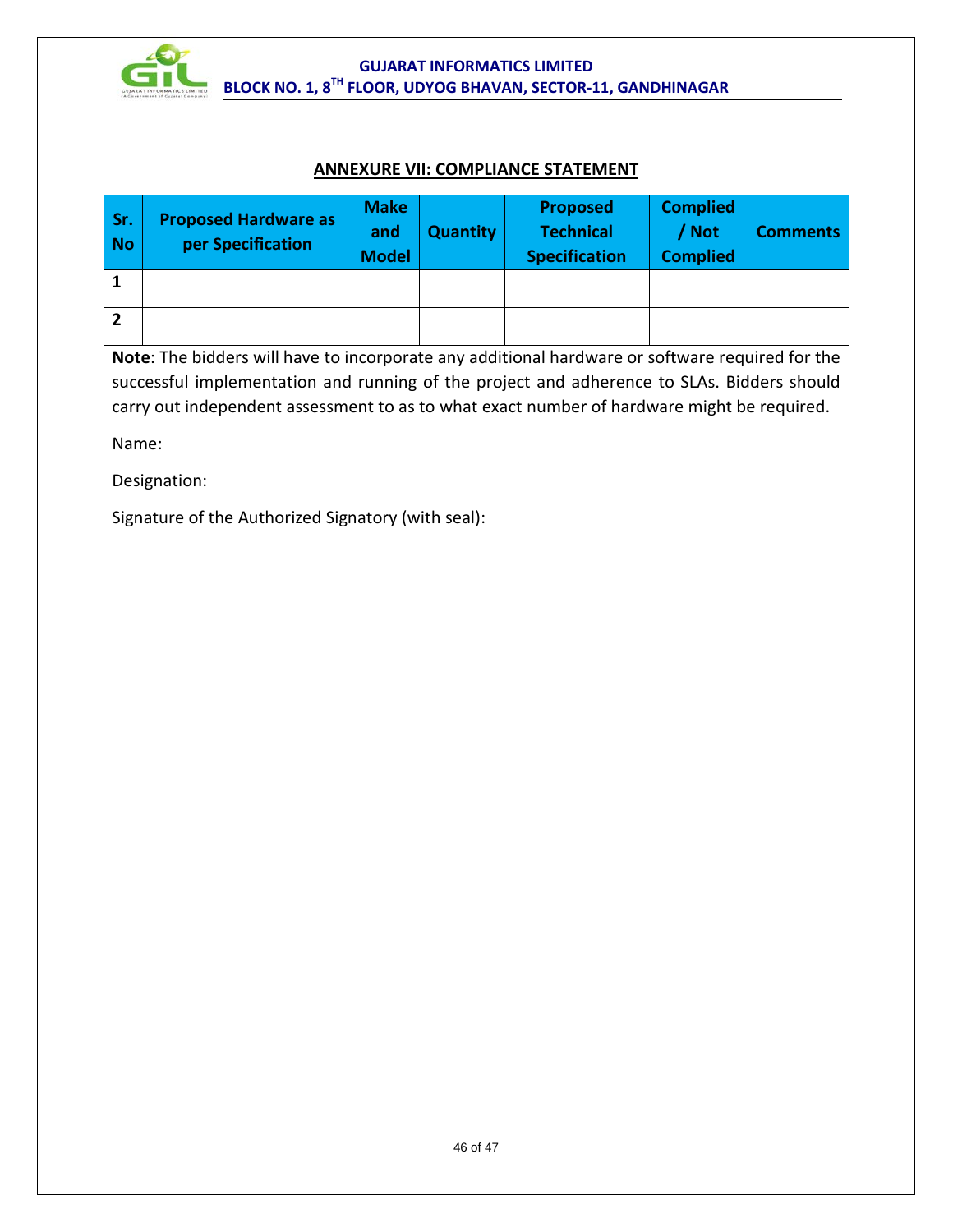## ANNEXURE VII: COMPLIANCE STATEMENT

| Sr. No | Proposed Hardware as per Specification | Make and Model | Quantity | Proposed Technical Specification | Complied / Not Complied | Comments |
|---|---|---|---|---|---|---|
| 1 | | | | | | |
| 2 | | | | | | |

**Note**: The bidders will have to incorporate any additional hardware or software required for the successful implementation and running of the project and adherence to SLAs. Bidders should carry out independent assessment to as to what exact number of hardware might be required.

Name:

Designation:

Signature of the Authorized Signatory (with seal):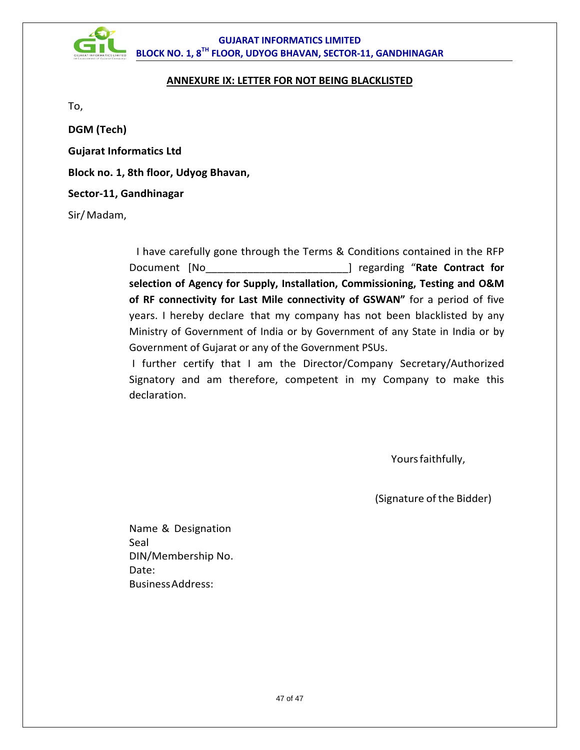## ANNEXURE IX: LETTER FOR NOT BEING BLACKLISTED

To,

**DGM (Tech)**

**Gujarat Informatics Ltd**

**Block no. 1, 8th floor, Udyog Bhavan,**

**Sector-11, Gandhinagar**

Sir/ Madam,

I have carefully gone through the Terms & Conditions contained in the RFP Document [No________________________] regarding "**Rate Contract for selection of Agency for Supply, Installation, Commissioning, Testing and O&M of RF connectivity for Last Mile connectivity of GSWAN"** for a period of five years. I hereby declare that my company has not been blacklisted by any Ministry of Government of India or by Government of any State in India or by Government of Gujarat or any of the Government PSUs.

I further certify that I am the Director/Company Secretary/Authorized Signatory and am therefore, competent in my Company to make this declaration.

Yours faithfully,

(Signature of the Bidder)

Name & Designation
Seal
DIN/Membership No.
Date:
Business Address: